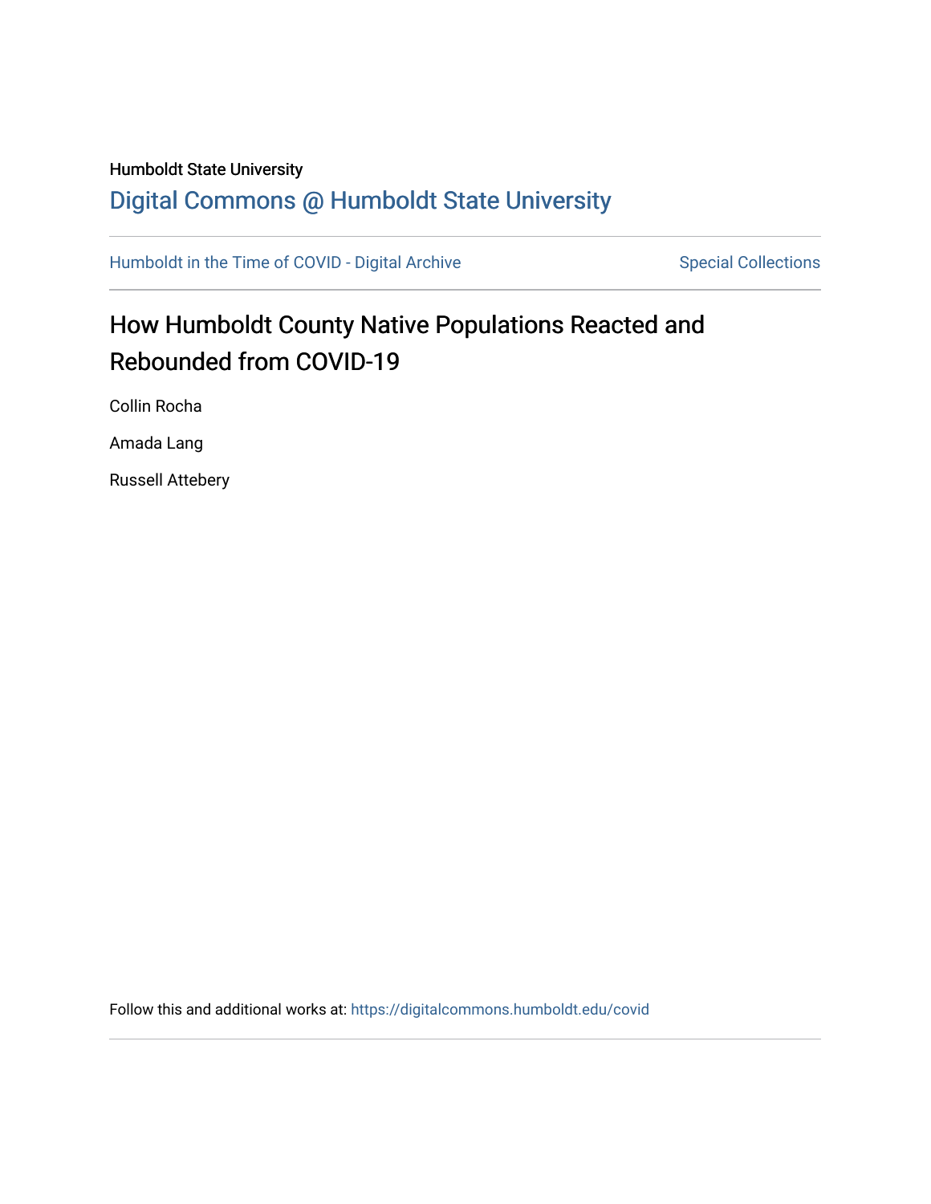Humboldt State University

## Digital Commons @ Humboldt State University

Humboldt in the Time of COVID - Digital Archive

Special Collections

# How Humboldt County Native Populations Reacted and Rebounded from COVID-19

Collin Rocha

Amada Lang

Russell Attebery

Follow this and additional works at: https://digitalcommons.humboldt.edu/covid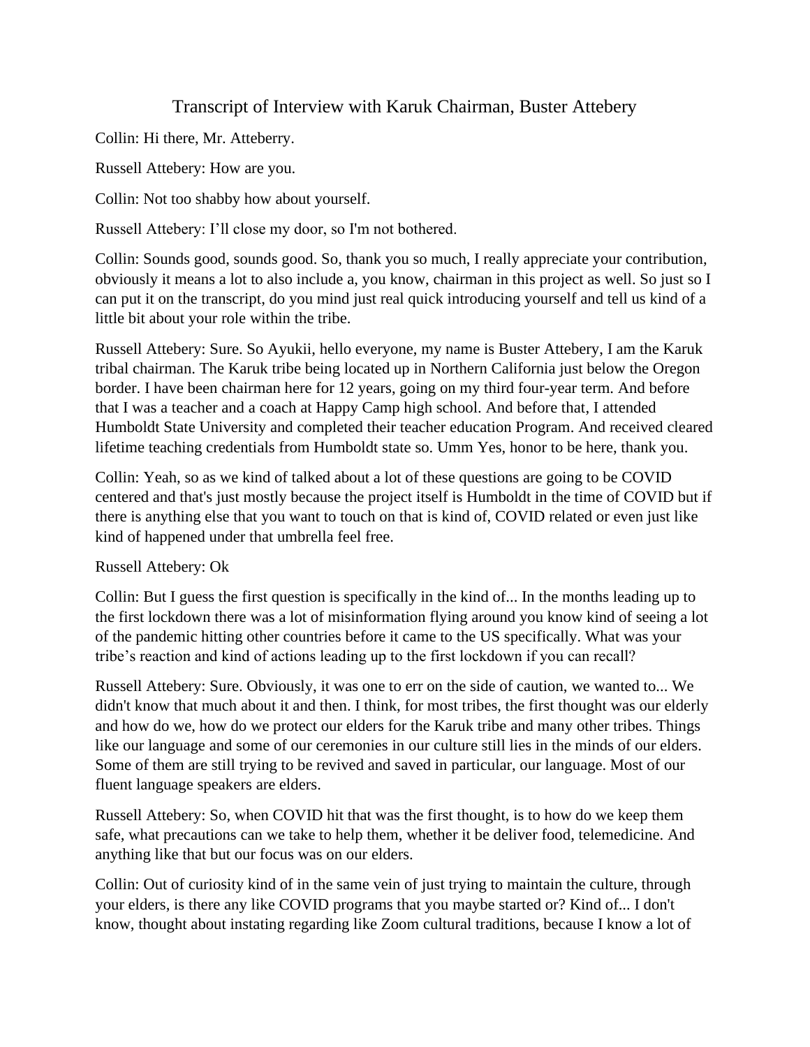# Transcript of Interview with Karuk Chairman, Buster Attebery

Collin: Hi there, Mr. Atteberry.

Russell Attebery: How are you.

Collin: Not too shabby how about yourself.

Russell Attebery: I'll close my door, so I'm not bothered.

Collin: Sounds good, sounds good. So, thank you so much, I really appreciate your contribution, obviously it means a lot to also include a, you know, chairman in this project as well. So just so I can put it on the transcript, do you mind just real quick introducing yourself and tell us kind of a little bit about your role within the tribe.

Russell Attebery: Sure. So Ayukii, hello everyone, my name is Buster Attebery, I am the Karuk tribal chairman. The Karuk tribe being located up in Northern California just below the Oregon border. I have been chairman here for 12 years, going on my third four-year term. And before that I was a teacher and a coach at Happy Camp high school. And before that, I attended Humboldt State University and completed their teacher education Program. And received cleared lifetime teaching credentials from Humboldt state so. Umm Yes, honor to be here, thank you.

Collin: Yeah, so as we kind of talked about a lot of these questions are going to be COVID centered and that's just mostly because the project itself is Humboldt in the time of COVID but if there is anything else that you want to touch on that is kind of, COVID related or even just like kind of happened under that umbrella feel free.

Russell Attebery: Ok

Collin: But I guess the first question is specifically in the kind of... In the months leading up to the first lockdown there was a lot of misinformation flying around you know kind of seeing a lot of the pandemic hitting other countries before it came to the US specifically. What was your tribe's reaction and kind of actions leading up to the first lockdown if you can recall?

Russell Attebery: Sure. Obviously, it was one to err on the side of caution, we wanted to... We didn't know that much about it and then. I think, for most tribes, the first thought was our elderly and how do we, how do we protect our elders for the Karuk tribe and many other tribes. Things like our language and some of our ceremonies in our culture still lies in the minds of our elders. Some of them are still trying to be revived and saved in particular, our language. Most of our fluent language speakers are elders.

Russell Attebery: So, when COVID hit that was the first thought, is to how do we keep them safe, what precautions can we take to help them, whether it be deliver food, telemedicine. And anything like that but our focus was on our elders.

Collin: Out of curiosity kind of in the same vein of just trying to maintain the culture, through your elders, is there any like COVID programs that you maybe started or? Kind of... I don't know, thought about instating regarding like Zoom cultural traditions, because I know a lot of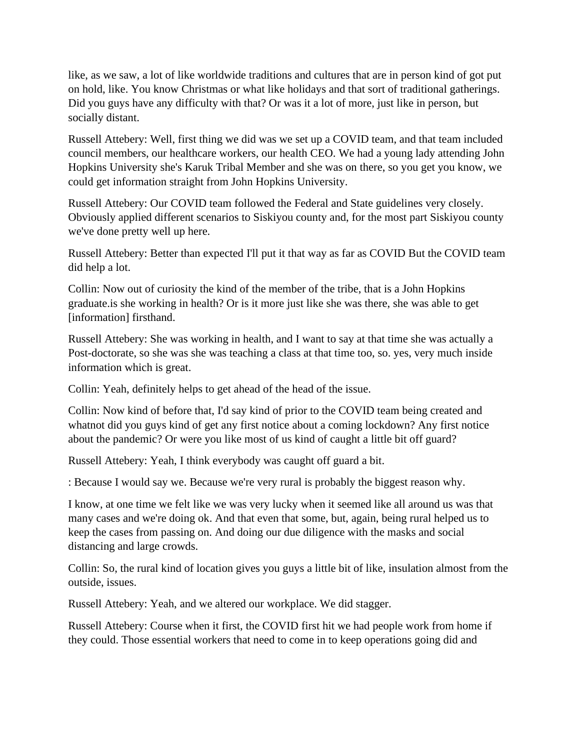like, as we saw, a lot of like worldwide traditions and cultures that are in person kind of got put on hold, like. You know Christmas or what like holidays and that sort of traditional gatherings. Did you guys have any difficulty with that? Or was it a lot of more, just like in person, but socially distant.

Russell Attebery: Well, first thing we did was we set up a COVID team, and that team included council members, our healthcare workers, our health CEO. We had a young lady attending John Hopkins University she's Karuk Tribal Member and she was on there, so you get you know, we could get information straight from John Hopkins University.

Russell Attebery: Our COVID team followed the Federal and State guidelines very closely. Obviously applied different scenarios to Siskiyou county and, for the most part Siskiyou county we've done pretty well up here.

Russell Attebery: Better than expected I'll put it that way as far as COVID But the COVID team did help a lot.

Collin: Now out of curiosity the kind of the member of the tribe, that is a John Hopkins graduate.is she working in health? Or is it more just like she was there, she was able to get [information] firsthand.

Russell Attebery: She was working in health, and I want to say at that time she was actually a Post-doctorate, so she was she was teaching a class at that time too, so. yes, very much inside information which is great.

Collin: Yeah, definitely helps to get ahead of the head of the issue.

Collin: Now kind of before that, I'd say kind of prior to the COVID team being created and whatnot did you guys kind of get any first notice about a coming lockdown? Any first notice about the pandemic? Or were you like most of us kind of caught a little bit off guard?

Russell Attebery: Yeah, I think everybody was caught off guard a bit.

: Because I would say we. Because we're very rural is probably the biggest reason why.

I know, at one time we felt like we was very lucky when it seemed like all around us was that many cases and we're doing ok. And that even that some, but, again, being rural helped us to keep the cases from passing on. And doing our due diligence with the masks and social distancing and large crowds.

Collin: So, the rural kind of location gives you guys a little bit of like, insulation almost from the outside, issues.

Russell Attebery: Yeah, and we altered our workplace. We did stagger.

Russell Attebery: Course when it first, the COVID first hit we had people work from home if they could. Those essential workers that need to come in to keep operations going did and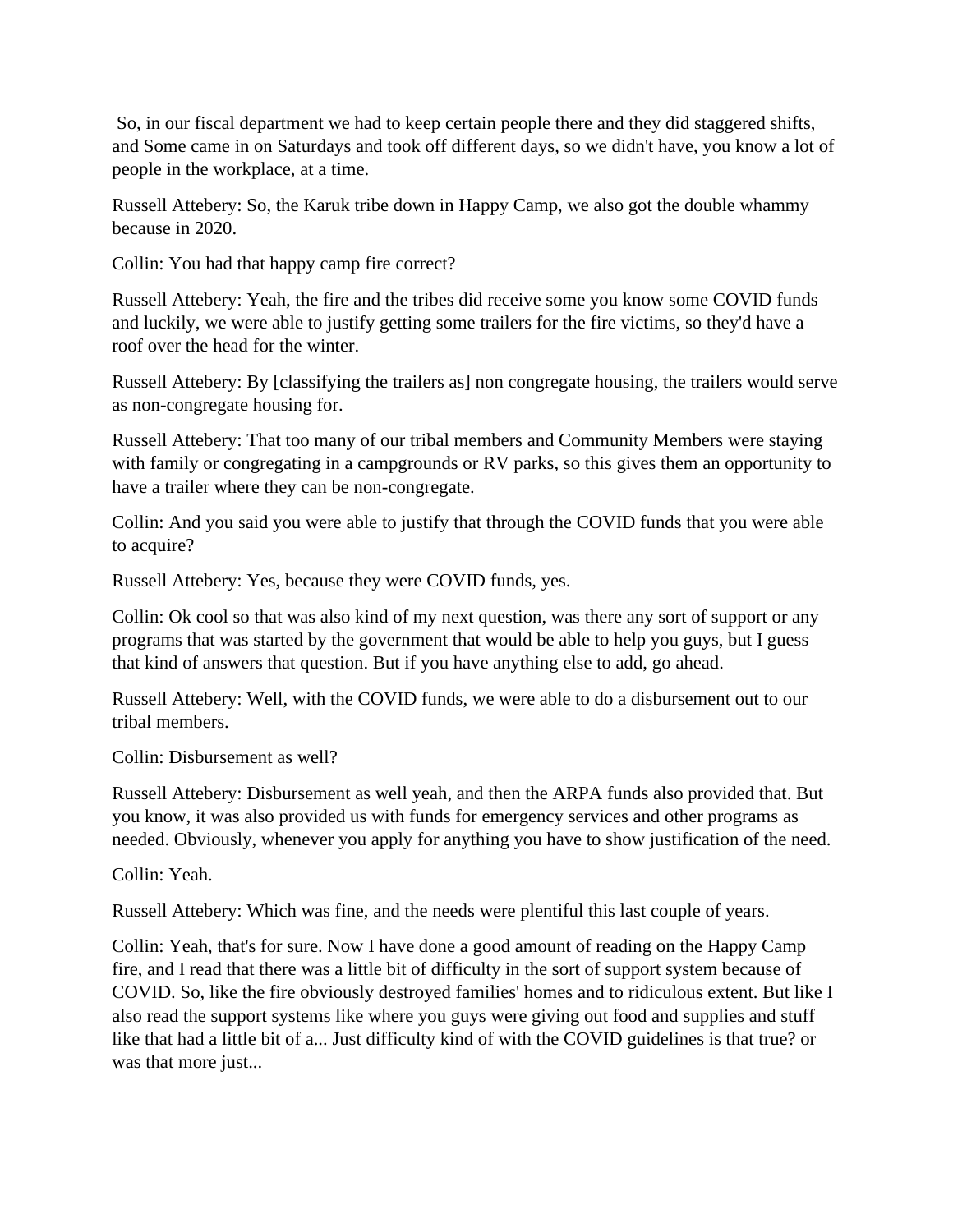So, in our fiscal department we had to keep certain people there and they did staggered shifts, and Some came in on Saturdays and took off different days, so we didn't have, you know a lot of people in the workplace, at a time.

Russell Attebery: So, the Karuk tribe down in Happy Camp, we also got the double whammy because in 2020.

Collin: You had that happy camp fire correct?

Russell Attebery: Yeah, the fire and the tribes did receive some you know some COVID funds and luckily, we were able to justify getting some trailers for the fire victims, so they'd have a roof over the head for the winter.

Russell Attebery: By [classifying the trailers as] non congregate housing, the trailers would serve as non-congregate housing for.

Russell Attebery: That too many of our tribal members and Community Members were staying with family or congregating in a campgrounds or RV parks, so this gives them an opportunity to have a trailer where they can be non-congregate.

Collin: And you said you were able to justify that through the COVID funds that you were able to acquire?

Russell Attebery: Yes, because they were COVID funds, yes.

Collin: Ok cool so that was also kind of my next question, was there any sort of support or any programs that was started by the government that would be able to help you guys, but I guess that kind of answers that question. But if you have anything else to add, go ahead.

Russell Attebery: Well, with the COVID funds, we were able to do a disbursement out to our tribal members.

Collin: Disbursement as well?

Russell Attebery: Disbursement as well yeah, and then the ARPA funds also provided that. But you know, it was also provided us with funds for emergency services and other programs as needed. Obviously, whenever you apply for anything you have to show justification of the need.

Collin: Yeah.

Russell Attebery: Which was fine, and the needs were plentiful this last couple of years.

Collin: Yeah, that's for sure. Now I have done a good amount of reading on the Happy Camp fire, and I read that there was a little bit of difficulty in the sort of support system because of COVID. So, like the fire obviously destroyed families' homes and to ridiculous extent. But like I also read the support systems like where you guys were giving out food and supplies and stuff like that had a little bit of a... Just difficulty kind of with the COVID guidelines is that true? or was that more just...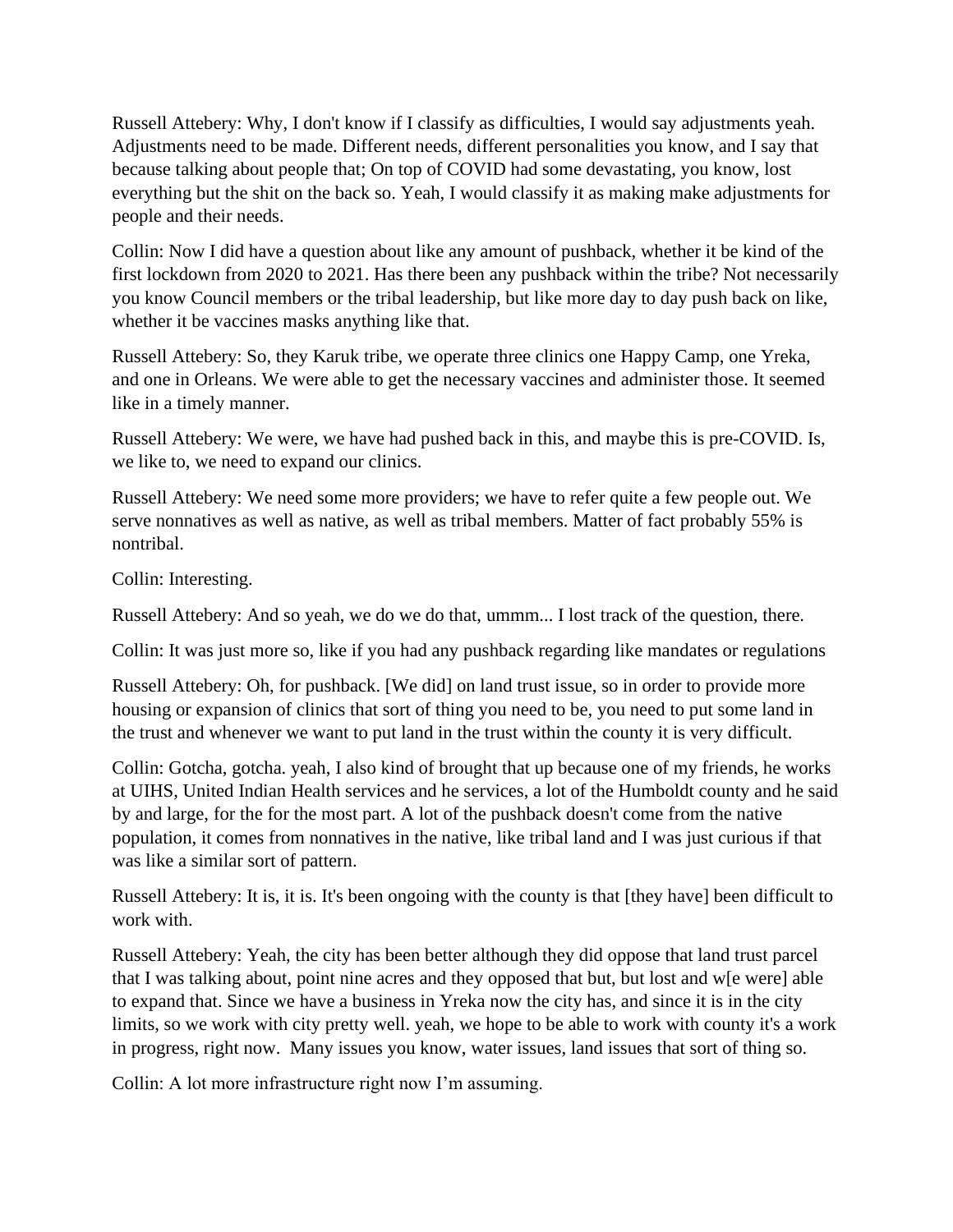Russell Attebery: Why, I don't know if I classify as difficulties, I would say adjustments yeah. Adjustments need to be made. Different needs, different personalities you know, and I say that because talking about people that; On top of COVID had some devastating, you know, lost everything but the shit on the back so. Yeah, I would classify it as making make adjustments for people and their needs.

Collin: Now I did have a question about like any amount of pushback, whether it be kind of the first lockdown from 2020 to 2021. Has there been any pushback within the tribe? Not necessarily you know Council members or the tribal leadership, but like more day to day push back on like, whether it be vaccines masks anything like that.

Russell Attebery: So, they Karuk tribe, we operate three clinics one Happy Camp, one Yreka, and one in Orleans. We were able to get the necessary vaccines and administer those. It seemed like in a timely manner.

Russell Attebery: We were, we have had pushed back in this, and maybe this is pre-COVID. Is, we like to, we need to expand our clinics.

Russell Attebery: We need some more providers; we have to refer quite a few people out. We serve nonnatives as well as native, as well as tribal members. Matter of fact probably 55% is nontribal.

Collin: Interesting.

Russell Attebery: And so yeah, we do we do that, ummm... I lost track of the question, there.

Collin: It was just more so, like if you had any pushback regarding like mandates or regulations

Russell Attebery: Oh, for pushback. [We did] on land trust issue, so in order to provide more housing or expansion of clinics that sort of thing you need to be, you need to put some land in the trust and whenever we want to put land in the trust within the county it is very difficult.

Collin: Gotcha, gotcha. yeah, I also kind of brought that up because one of my friends, he works at UIHS, United Indian Health services and he services, a lot of the Humboldt county and he said by and large, for the for the most part. A lot of the pushback doesn't come from the native population, it comes from nonnatives in the native, like tribal land and I was just curious if that was like a similar sort of pattern.

Russell Attebery: It is, it is. It's been ongoing with the county is that [they have] been difficult to work with.

Russell Attebery: Yeah, the city has been better although they did oppose that land trust parcel that I was talking about, point nine acres and they opposed that but, but lost and w[e were] able to expand that. Since we have a business in Yreka now the city has, and since it is in the city limits, so we work with city pretty well. yeah, we hope to be able to work with county it's a work in progress, right now. Many issues you know, water issues, land issues that sort of thing so.

Collin: A lot more infrastructure right now I'm assuming.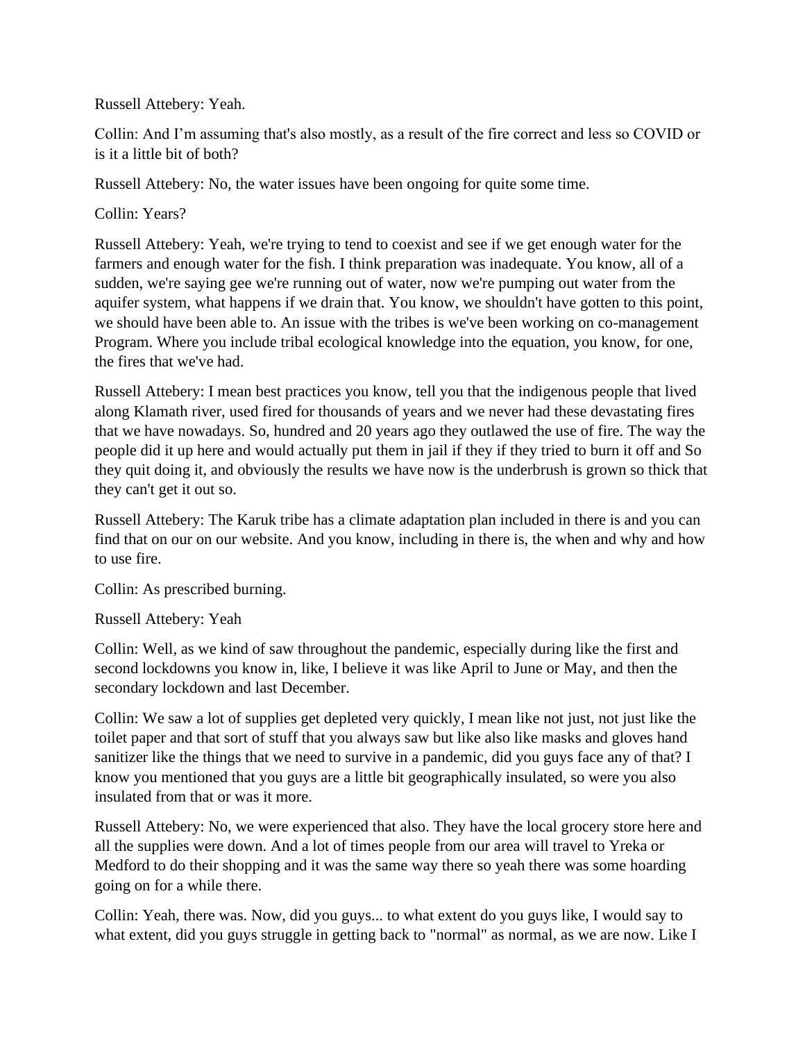Russell Attebery: Yeah.

Collin: And I'm assuming that's also mostly, as a result of the fire correct and less so COVID or is it a little bit of both?

Russell Attebery: No, the water issues have been ongoing for quite some time.

Collin: Years?

Russell Attebery: Yeah, we're trying to tend to coexist and see if we get enough water for the farmers and enough water for the fish. I think preparation was inadequate. You know, all of a sudden, we're saying gee we're running out of water, now we're pumping out water from the aquifer system, what happens if we drain that. You know, we shouldn't have gotten to this point, we should have been able to. An issue with the tribes is we've been working on co-management Program. Where you include tribal ecological knowledge into the equation, you know, for one, the fires that we've had.

Russell Attebery: I mean best practices you know, tell you that the indigenous people that lived along Klamath river, used fired for thousands of years and we never had these devastating fires that we have nowadays. So, hundred and 20 years ago they outlawed the use of fire. The way the people did it up here and would actually put them in jail if they if they tried to burn it off and So they quit doing it, and obviously the results we have now is the underbrush is grown so thick that they can't get it out so.

Russell Attebery: The Karuk tribe has a climate adaptation plan included in there is and you can find that on our on our website. And you know, including in there is, the when and why and how to use fire.

Collin: As prescribed burning.

Russell Attebery: Yeah

Collin: Well, as we kind of saw throughout the pandemic, especially during like the first and second lockdowns you know in, like, I believe it was like April to June or May, and then the secondary lockdown and last December.

Collin: We saw a lot of supplies get depleted very quickly, I mean like not just, not just like the toilet paper and that sort of stuff that you always saw but like also like masks and gloves hand sanitizer like the things that we need to survive in a pandemic, did you guys face any of that? I know you mentioned that you guys are a little bit geographically insulated, so were you also insulated from that or was it more.

Russell Attebery: No, we were experienced that also. They have the local grocery store here and all the supplies were down. And a lot of times people from our area will travel to Yreka or Medford to do their shopping and it was the same way there so yeah there was some hoarding going on for a while there.

Collin: Yeah, there was. Now, did you guys... to what extent do you guys like, I would say to what extent, did you guys struggle in getting back to "normal" as normal, as we are now. Like I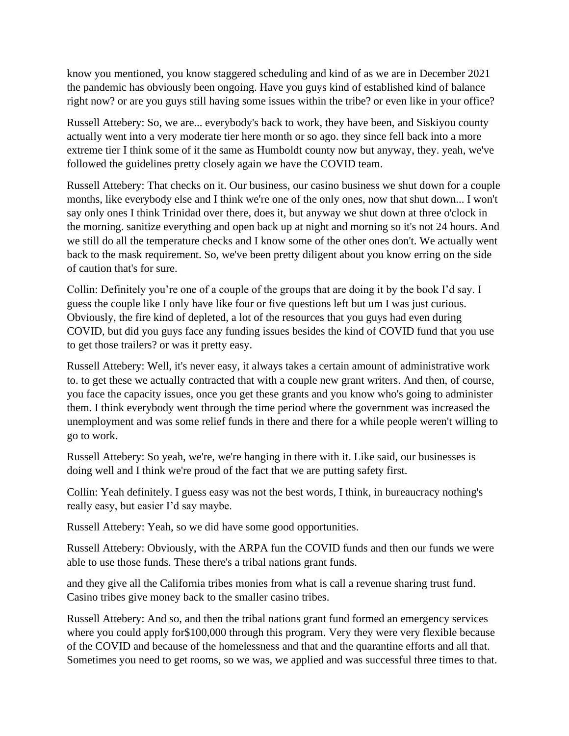know you mentioned, you know staggered scheduling and kind of as we are in December 2021 the pandemic has obviously been ongoing. Have you guys kind of established kind of balance right now? or are you guys still having some issues within the tribe? or even like in your office?

Russell Attebery: So, we are... everybody's back to work, they have been, and Siskiyou county actually went into a very moderate tier here month or so ago. they since fell back into a more extreme tier I think some of it the same as Humboldt county now but anyway, they. yeah, we've followed the guidelines pretty closely again we have the COVID team.

Russell Attebery: That checks on it. Our business, our casino business we shut down for a couple months, like everybody else and I think we're one of the only ones, now that shut down... I won't say only ones I think Trinidad over there, does it, but anyway we shut down at three o'clock in the morning. sanitize everything and open back up at night and morning so it's not 24 hours. And we still do all the temperature checks and I know some of the other ones don't. We actually went back to the mask requirement. So, we've been pretty diligent about you know erring on the side of caution that's for sure.

Collin: Definitely you're one of a couple of the groups that are doing it by the book I'd say. I guess the couple like I only have like four or five questions left but um I was just curious. Obviously, the fire kind of depleted, a lot of the resources that you guys had even during COVID, but did you guys face any funding issues besides the kind of COVID fund that you use to get those trailers? or was it pretty easy.

Russell Attebery: Well, it's never easy, it always takes a certain amount of administrative work to. to get these we actually contracted that with a couple new grant writers. And then, of course, you face the capacity issues, once you get these grants and you know who's going to administer them. I think everybody went through the time period where the government was increased the unemployment and was some relief funds in there and there for a while people weren't willing to go to work.

Russell Attebery: So yeah, we're, we're hanging in there with it. Like said, our businesses is doing well and I think we're proud of the fact that we are putting safety first.

Collin: Yeah definitely. I guess easy was not the best words, I think, in bureaucracy nothing's really easy, but easier I'd say maybe.

Russell Attebery: Yeah, so we did have some good opportunities.

Russell Attebery: Obviously, with the ARPA fun the COVID funds and then our funds we were able to use those funds. These there's a tribal nations grant funds.

and they give all the California tribes monies from what is call a revenue sharing trust fund. Casino tribes give money back to the smaller casino tribes.

Russell Attebery: And so, and then the tribal nations grant fund formed an emergency services where you could apply for$100,000 through this program. Very they were very flexible because of the COVID and because of the homelessness and that and the quarantine efforts and all that. Sometimes you need to get rooms, so we was, we applied and was successful three times to that.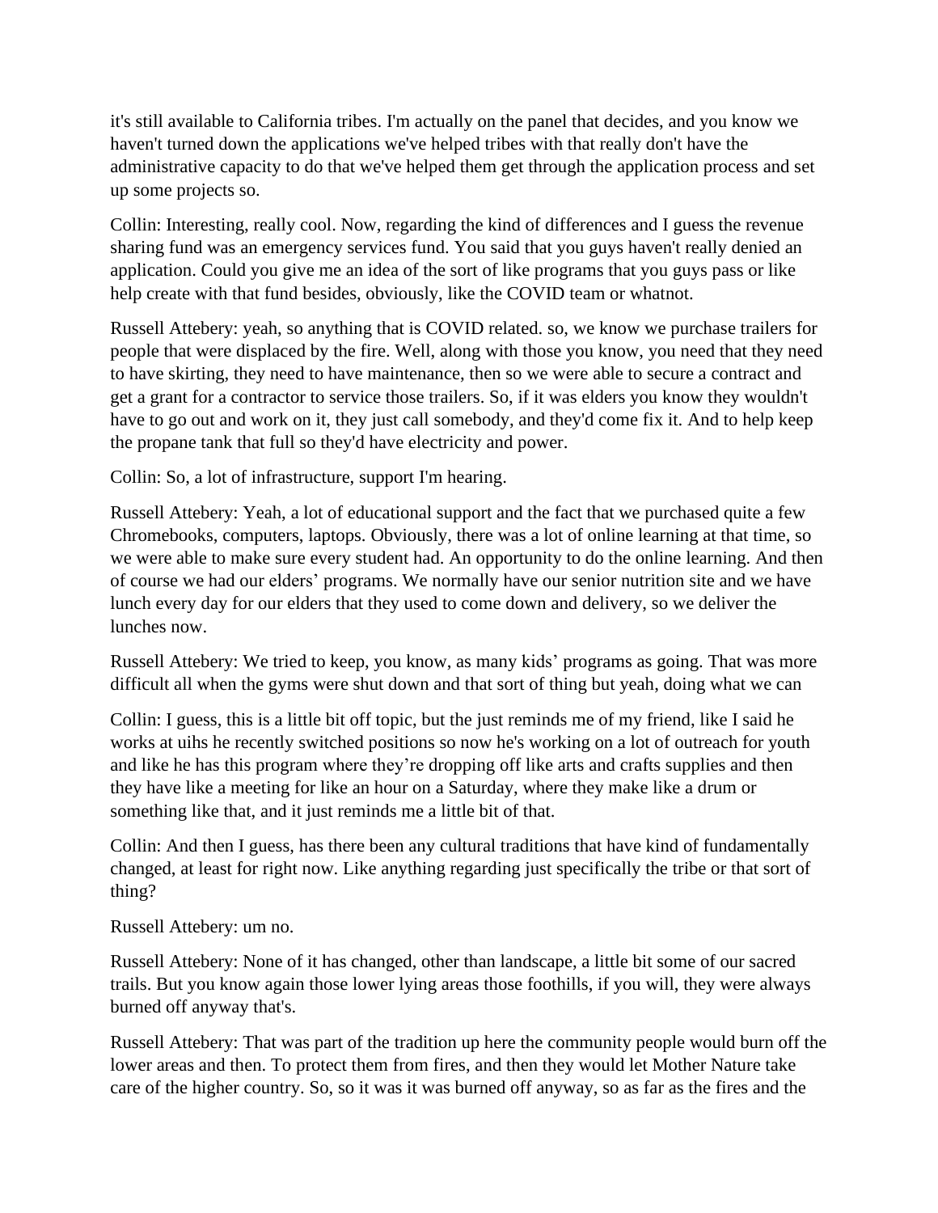it's still available to California tribes. I'm actually on the panel that decides, and you know we haven't turned down the applications we've helped tribes with that really don't have the administrative capacity to do that we've helped them get through the application process and set up some projects so.

Collin: Interesting, really cool. Now, regarding the kind of differences and I guess the revenue sharing fund was an emergency services fund. You said that you guys haven't really denied an application. Could you give me an idea of the sort of like programs that you guys pass or like help create with that fund besides, obviously, like the COVID team or whatnot.

Russell Attebery: yeah, so anything that is COVID related. so, we know we purchase trailers for people that were displaced by the fire. Well, along with those you know, you need that they need to have skirting, they need to have maintenance, then so we were able to secure a contract and get a grant for a contractor to service those trailers. So, if it was elders you know they wouldn't have to go out and work on it, they just call somebody, and they'd come fix it. And to help keep the propane tank that full so they'd have electricity and power.

Collin: So, a lot of infrastructure, support I'm hearing.

Russell Attebery: Yeah, a lot of educational support and the fact that we purchased quite a few Chromebooks, computers, laptops. Obviously, there was a lot of online learning at that time, so we were able to make sure every student had. An opportunity to do the online learning. And then of course we had our elders' programs. We normally have our senior nutrition site and we have lunch every day for our elders that they used to come down and delivery, so we deliver the lunches now.

Russell Attebery: We tried to keep, you know, as many kids' programs as going. That was more difficult all when the gyms were shut down and that sort of thing but yeah, doing what we can

Collin: I guess, this is a little bit off topic, but the just reminds me of my friend, like I said he works at uihs he recently switched positions so now he's working on a lot of outreach for youth and like he has this program where they're dropping off like arts and crafts supplies and then they have like a meeting for like an hour on a Saturday, where they make like a drum or something like that, and it just reminds me a little bit of that.

Collin: And then I guess, has there been any cultural traditions that have kind of fundamentally changed, at least for right now. Like anything regarding just specifically the tribe or that sort of thing?

Russell Attebery: um no.

Russell Attebery: None of it has changed, other than landscape, a little bit some of our sacred trails. But you know again those lower lying areas those foothills, if you will, they were always burned off anyway that's.

Russell Attebery: That was part of the tradition up here the community people would burn off the lower areas and then. To protect them from fires, and then they would let Mother Nature take care of the higher country. So, so it was it was burned off anyway, so as far as the fires and the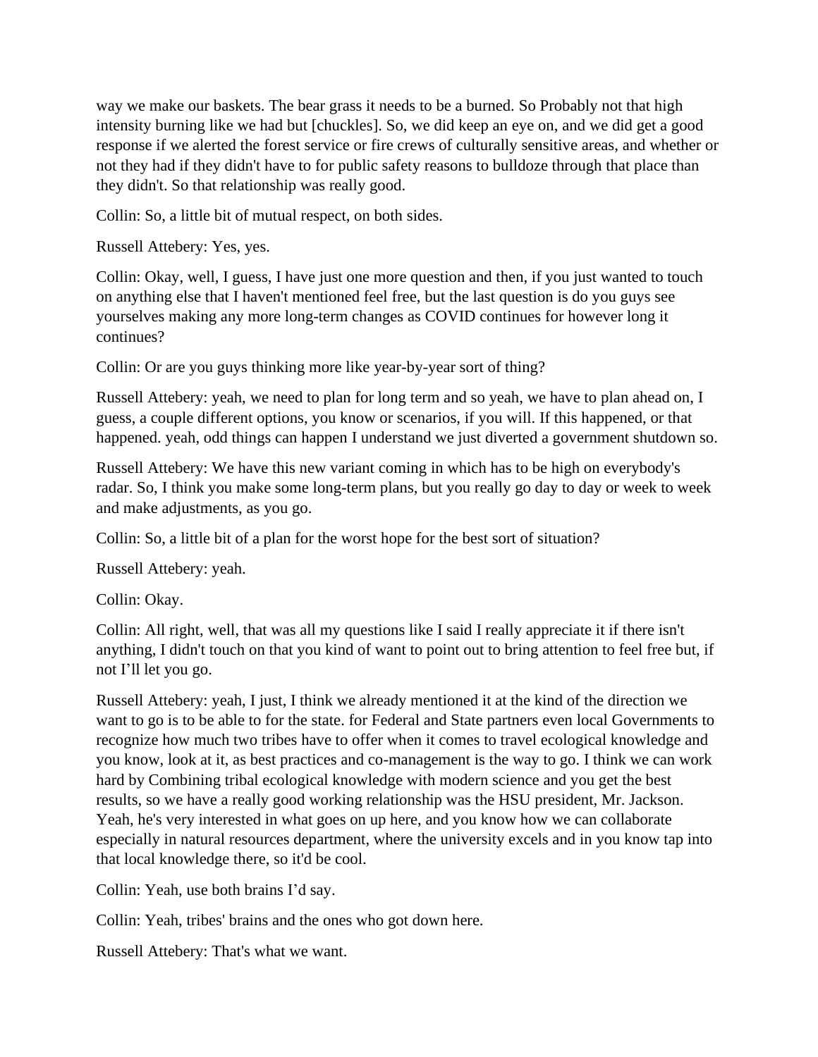way we make our baskets. The bear grass it needs to be a burned. So Probably not that high intensity burning like we had but [chuckles]. So, we did keep an eye on, and we did get a good response if we alerted the forest service or fire crews of culturally sensitive areas, and whether or not they had if they didn't have to for public safety reasons to bulldoze through that place than they didn't. So that relationship was really good.

Collin: So, a little bit of mutual respect, on both sides.

Russell Attebery: Yes, yes.

Collin: Okay, well, I guess, I have just one more question and then, if you just wanted to touch on anything else that I haven't mentioned feel free, but the last question is do you guys see yourselves making any more long-term changes as COVID continues for however long it continues?

Collin: Or are you guys thinking more like year-by-year sort of thing?

Russell Attebery: yeah, we need to plan for long term and so yeah, we have to plan ahead on, I guess, a couple different options, you know or scenarios, if you will. If this happened, or that happened. yeah, odd things can happen I understand we just diverted a government shutdown so.

Russell Attebery: We have this new variant coming in which has to be high on everybody's radar. So, I think you make some long-term plans, but you really go day to day or week to week and make adjustments, as you go.

Collin: So, a little bit of a plan for the worst hope for the best sort of situation?

Russell Attebery: yeah.

Collin: Okay.

Collin: All right, well, that was all my questions like I said I really appreciate it if there isn't anything, I didn't touch on that you kind of want to point out to bring attention to feel free but, if not I'll let you go.

Russell Attebery: yeah, I just, I think we already mentioned it at the kind of the direction we want to go is to be able to for the state. for Federal and State partners even local Governments to recognize how much two tribes have to offer when it comes to travel ecological knowledge and you know, look at it, as best practices and co-management is the way to go. I think we can work hard by Combining tribal ecological knowledge with modern science and you get the best results, so we have a really good working relationship was the HSU president, Mr. Jackson. Yeah, he's very interested in what goes on up here, and you know how we can collaborate especially in natural resources department, where the university excels and in you know tap into that local knowledge there, so it'd be cool.

Collin: Yeah, use both brains I'd say.

Collin: Yeah, tribes' brains and the ones who got down here.

Russell Attebery: That's what we want.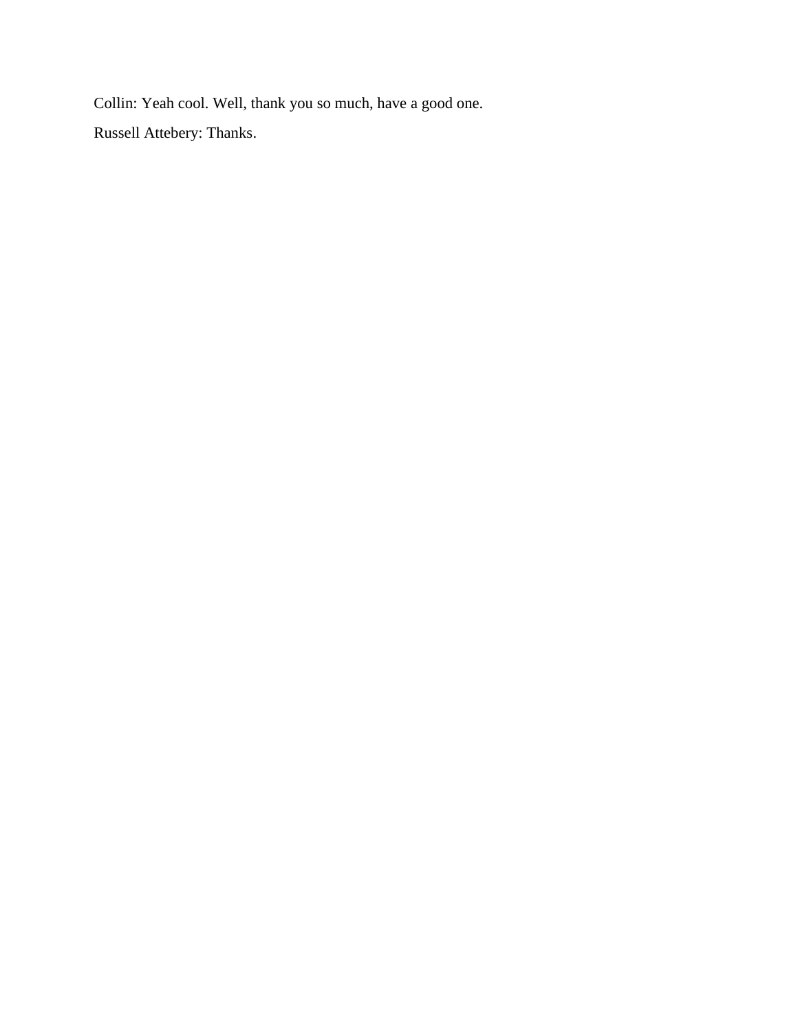Collin: Yeah cool. Well, thank you so much, have a good one.

Russell Attebery: Thanks.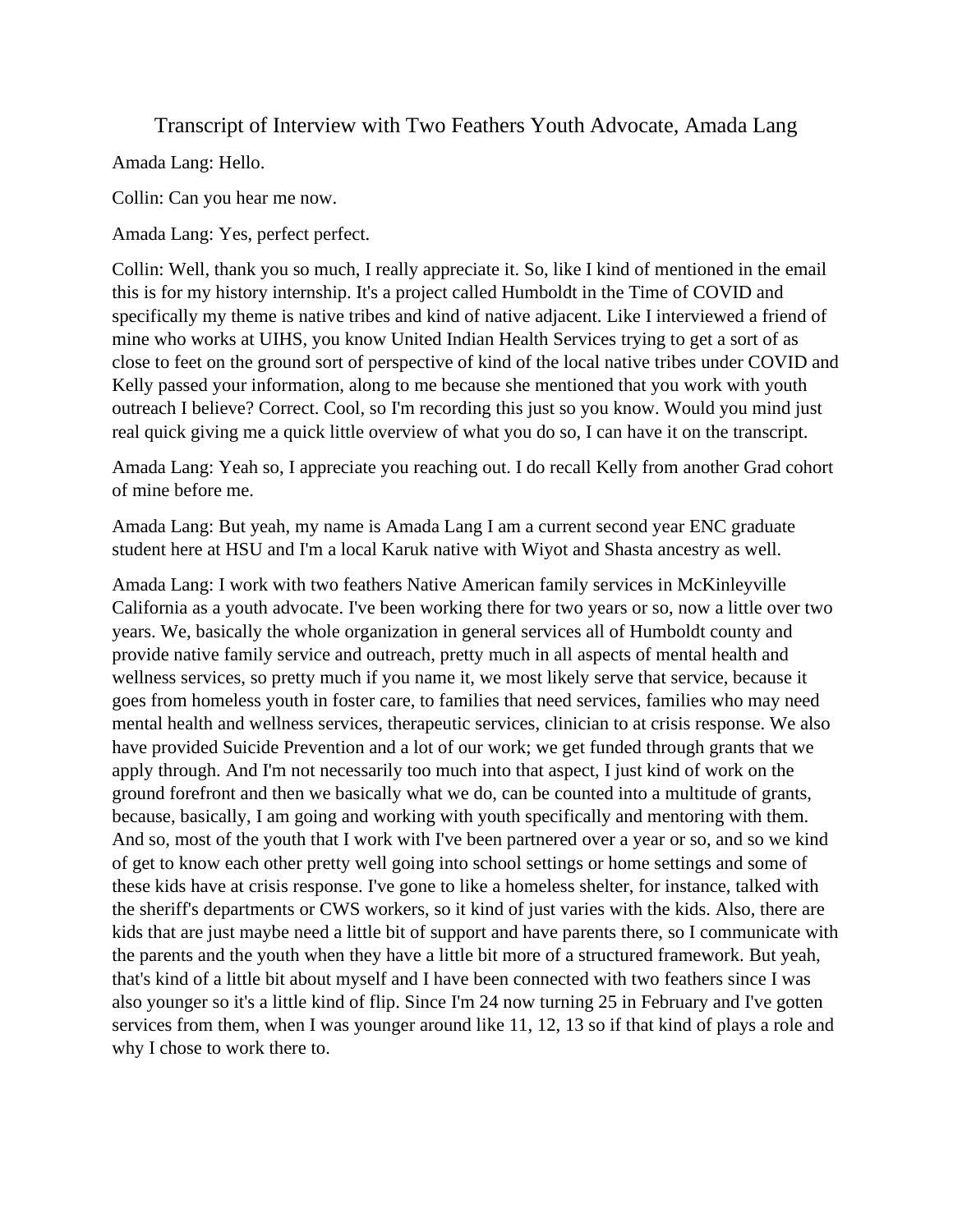# Transcript of Interview with Two Feathers Youth Advocate, Amada Lang

Amada Lang: Hello.

Collin: Can you hear me now.

Amada Lang: Yes, perfect perfect.

Collin: Well, thank you so much, I really appreciate it. So, like I kind of mentioned in the email this is for my history internship. It's a project called Humboldt in the Time of COVID and specifically my theme is native tribes and kind of native adjacent. Like I interviewed a friend of mine who works at UIHS, you know United Indian Health Services trying to get a sort of as close to feet on the ground sort of perspective of kind of the local native tribes under COVID and Kelly passed your information, along to me because she mentioned that you work with youth outreach I believe? Correct. Cool, so I'm recording this just so you know. Would you mind just real quick giving me a quick little overview of what you do so, I can have it on the transcript.

Amada Lang: Yeah so, I appreciate you reaching out. I do recall Kelly from another Grad cohort of mine before me.

Amada Lang: But yeah, my name is Amada Lang I am a current second year ENC graduate student here at HSU and I'm a local Karuk native with Wiyot and Shasta ancestry as well.

Amada Lang: I work with two feathers Native American family services in McKinleyville California as a youth advocate. I've been working there for two years or so, now a little over two years. We, basically the whole organization in general services all of Humboldt county and provide native family service and outreach, pretty much in all aspects of mental health and wellness services, so pretty much if you name it, we most likely serve that service, because it goes from homeless youth in foster care, to families that need services, families who may need mental health and wellness services, therapeutic services, clinician to at crisis response. We also have provided Suicide Prevention and a lot of our work; we get funded through grants that we apply through. And I'm not necessarily too much into that aspect, I just kind of work on the ground forefront and then we basically what we do, can be counted into a multitude of grants, because, basically, I am going and working with youth specifically and mentoring with them. And so, most of the youth that I work with I've been partnered over a year or so, and so we kind of get to know each other pretty well going into school settings or home settings and some of these kids have at crisis response. I've gone to like a homeless shelter, for instance, talked with the sheriff's departments or CWS workers, so it kind of just varies with the kids. Also, there are kids that are just maybe need a little bit of support and have parents there, so I communicate with the parents and the youth when they have a little bit more of a structured framework. But yeah, that's kind of a little bit about myself and I have been connected with two feathers since I was also younger so it's a little kind of flip. Since I'm 24 now turning 25 in February and I've gotten services from them, when I was younger around like 11, 12, 13 so if that kind of plays a role and why I chose to work there to.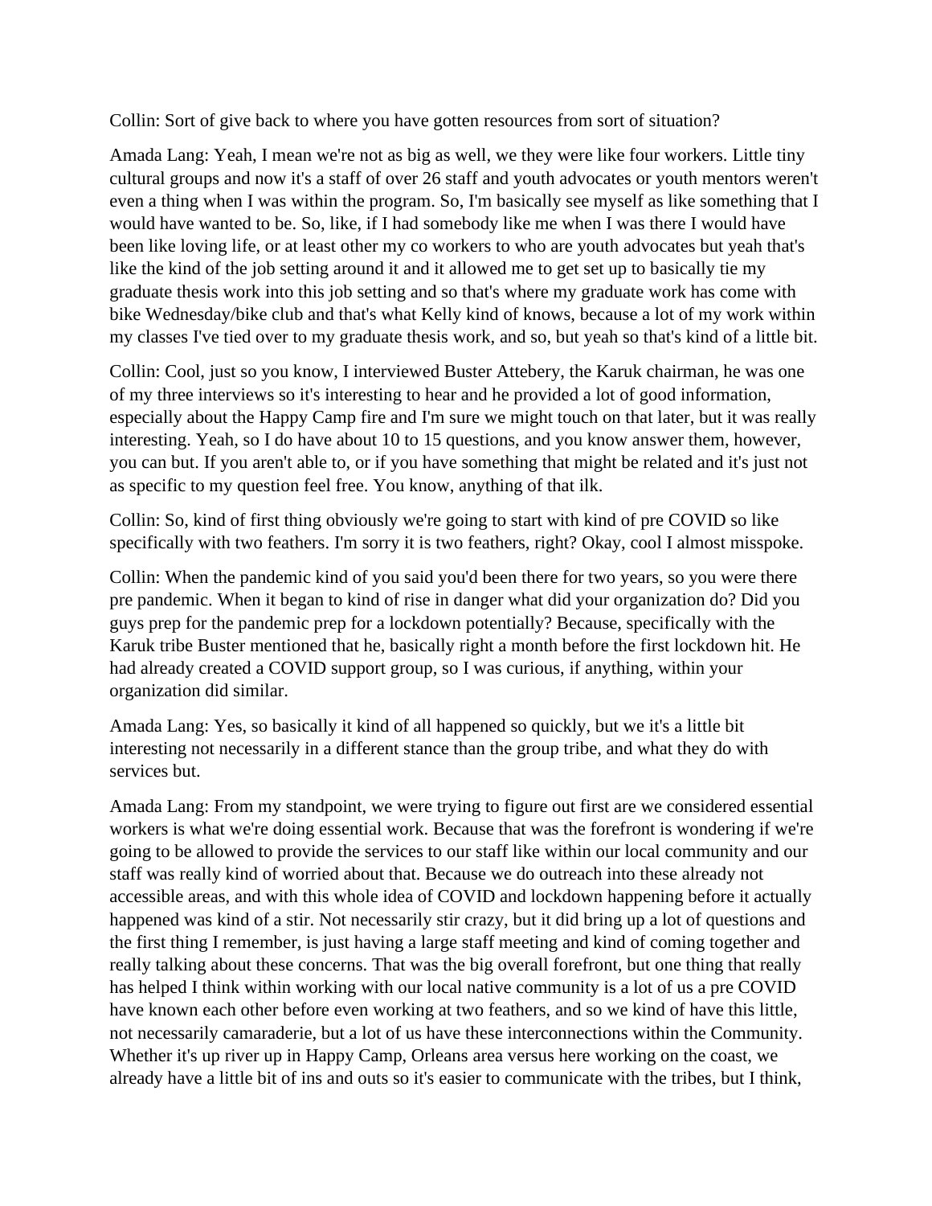Collin: Sort of give back to where you have gotten resources from sort of situation?

Amada Lang: Yeah, I mean we're not as big as well, we they were like four workers. Little tiny cultural groups and now it's a staff of over 26 staff and youth advocates or youth mentors weren't even a thing when I was within the program. So, I'm basically see myself as like something that I would have wanted to be. So, like, if I had somebody like me when I was there I would have been like loving life, or at least other my co workers to who are youth advocates but yeah that's like the kind of the job setting around it and it allowed me to get set up to basically tie my graduate thesis work into this job setting and so that's where my graduate work has come with bike Wednesday/bike club and that's what Kelly kind of knows, because a lot of my work within my classes I've tied over to my graduate thesis work, and so, but yeah so that's kind of a little bit.

Collin: Cool, just so you know, I interviewed Buster Attebery, the Karuk chairman, he was one of my three interviews so it's interesting to hear and he provided a lot of good information, especially about the Happy Camp fire and I'm sure we might touch on that later, but it was really interesting. Yeah, so I do have about 10 to 15 questions, and you know answer them, however, you can but. If you aren't able to, or if you have something that might be related and it's just not as specific to my question feel free. You know, anything of that ilk.

Collin: So, kind of first thing obviously we're going to start with kind of pre COVID so like specifically with two feathers. I'm sorry it is two feathers, right? Okay, cool I almost misspoke.

Collin: When the pandemic kind of you said you'd been there for two years, so you were there pre pandemic. When it began to kind of rise in danger what did your organization do? Did you guys prep for the pandemic prep for a lockdown potentially? Because, specifically with the Karuk tribe Buster mentioned that he, basically right a month before the first lockdown hit. He had already created a COVID support group, so I was curious, if anything, within your organization did similar.

Amada Lang: Yes, so basically it kind of all happened so quickly, but we it's a little bit interesting not necessarily in a different stance than the group tribe, and what they do with services but.

Amada Lang: From my standpoint, we were trying to figure out first are we considered essential workers is what we're doing essential work. Because that was the forefront is wondering if we're going to be allowed to provide the services to our staff like within our local community and our staff was really kind of worried about that. Because we do outreach into these already not accessible areas, and with this whole idea of COVID and lockdown happening before it actually happened was kind of a stir. Not necessarily stir crazy, but it did bring up a lot of questions and the first thing I remember, is just having a large staff meeting and kind of coming together and really talking about these concerns. That was the big overall forefront, but one thing that really has helped I think within working with our local native community is a lot of us a pre COVID have known each other before even working at two feathers, and so we kind of have this little, not necessarily camaraderie, but a lot of us have these interconnections within the Community. Whether it's up river up in Happy Camp, Orleans area versus here working on the coast, we already have a little bit of ins and outs so it's easier to communicate with the tribes, but I think,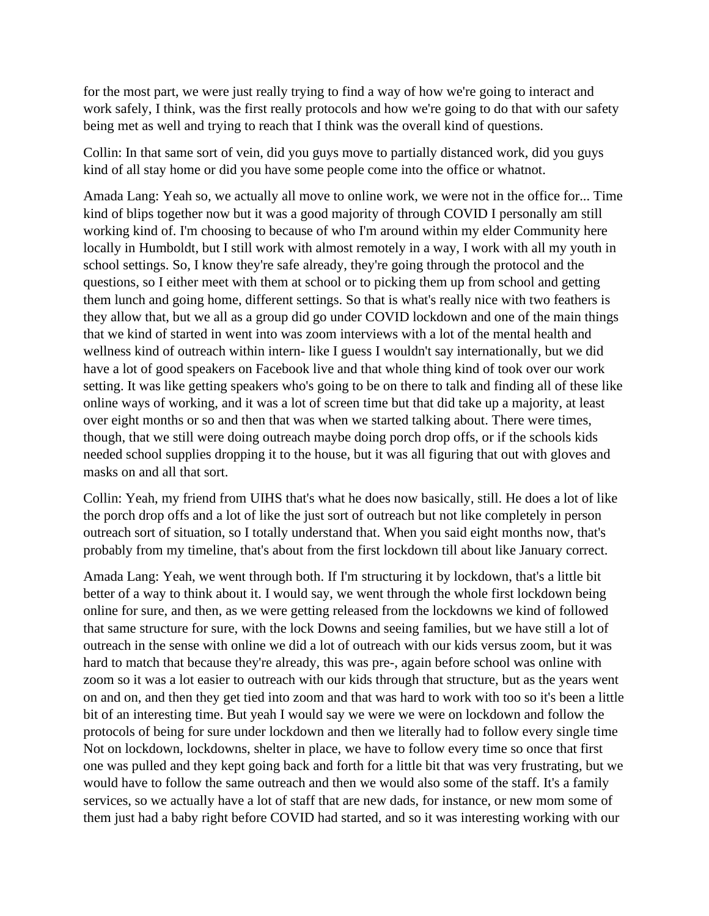for the most part, we were just really trying to find a way of how we're going to interact and work safely, I think, was the first really protocols and how we're going to do that with our safety being met as well and trying to reach that I think was the overall kind of questions.

Collin: In that same sort of vein, did you guys move to partially distanced work, did you guys kind of all stay home or did you have some people come into the office or whatnot.

Amada Lang: Yeah so, we actually all move to online work, we were not in the office for... Time kind of blips together now but it was a good majority of through COVID I personally am still working kind of. I'm choosing to because of who I'm around within my elder Community here locally in Humboldt, but I still work with almost remotely in a way, I work with all my youth in school settings. So, I know they're safe already, they're going through the protocol and the questions, so I either meet with them at school or to picking them up from school and getting them lunch and going home, different settings. So that is what's really nice with two feathers is they allow that, but we all as a group did go under COVID lockdown and one of the main things that we kind of started in went into was zoom interviews with a lot of the mental health and wellness kind of outreach within intern- like I guess I wouldn't say internationally, but we did have a lot of good speakers on Facebook live and that whole thing kind of took over our work setting. It was like getting speakers who's going to be on there to talk and finding all of these like online ways of working, and it was a lot of screen time but that did take up a majority, at least over eight months or so and then that was when we started talking about. There were times, though, that we still were doing outreach maybe doing porch drop offs, or if the schools kids needed school supplies dropping it to the house, but it was all figuring that out with gloves and masks on and all that sort.

Collin: Yeah, my friend from UIHS that's what he does now basically, still. He does a lot of like the porch drop offs and a lot of like the just sort of outreach but not like completely in person outreach sort of situation, so I totally understand that. When you said eight months now, that's probably from my timeline, that's about from the first lockdown till about like January correct.

Amada Lang: Yeah, we went through both. If I'm structuring it by lockdown, that's a little bit better of a way to think about it. I would say, we went through the whole first lockdown being online for sure, and then, as we were getting released from the lockdowns we kind of followed that same structure for sure, with the lock Downs and seeing families, but we have still a lot of outreach in the sense with online we did a lot of outreach with our kids versus zoom, but it was hard to match that because they're already, this was pre-, again before school was online with zoom so it was a lot easier to outreach with our kids through that structure, but as the years went on and on, and then they get tied into zoom and that was hard to work with too so it's been a little bit of an interesting time. But yeah I would say we were we were on lockdown and follow the protocols of being for sure under lockdown and then we literally had to follow every single time Not on lockdown, lockdowns, shelter in place, we have to follow every time so once that first one was pulled and they kept going back and forth for a little bit that was very frustrating, but we would have to follow the same outreach and then we would also some of the staff. It's a family services, so we actually have a lot of staff that are new dads, for instance, or new mom some of them just had a baby right before COVID had started, and so it was interesting working with our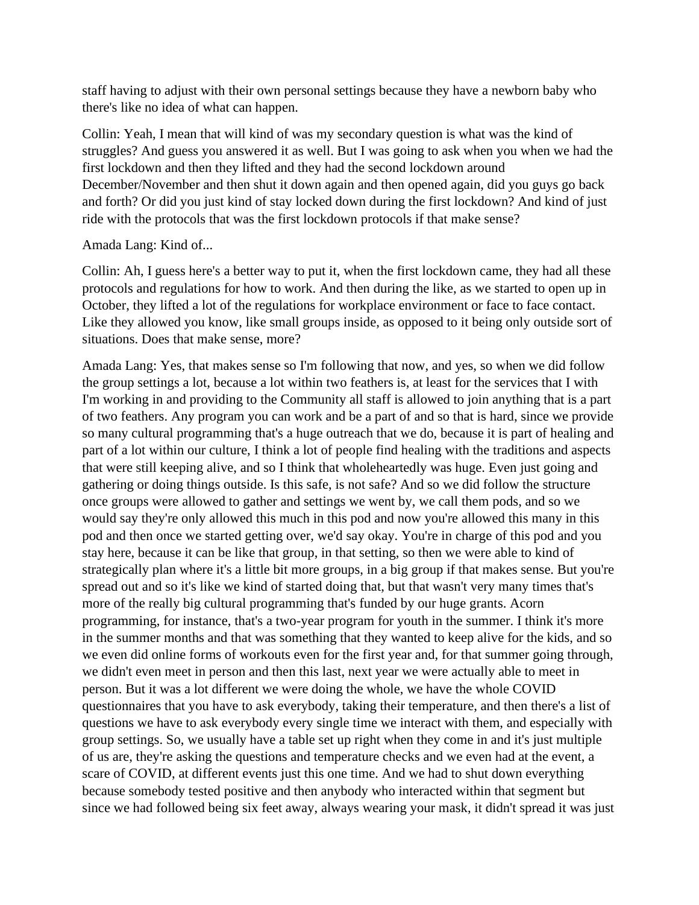staff having to adjust with their own personal settings because they have a newborn baby who there's like no idea of what can happen.

Collin: Yeah, I mean that will kind of was my secondary question is what was the kind of struggles? And guess you answered it as well. But I was going to ask when you when we had the first lockdown and then they lifted and they had the second lockdown around December/November and then shut it down again and then opened again, did you guys go back and forth? Or did you just kind of stay locked down during the first lockdown? And kind of just ride with the protocols that was the first lockdown protocols if that make sense?

Amada Lang: Kind of...

Collin: Ah, I guess here's a better way to put it, when the first lockdown came, they had all these protocols and regulations for how to work. And then during the like, as we started to open up in October, they lifted a lot of the regulations for workplace environment or face to face contact. Like they allowed you know, like small groups inside, as opposed to it being only outside sort of situations. Does that make sense, more?

Amada Lang: Yes, that makes sense so I'm following that now, and yes, so when we did follow the group settings a lot, because a lot within two feathers is, at least for the services that I with I'm working in and providing to the Community all staff is allowed to join anything that is a part of two feathers. Any program you can work and be a part of and so that is hard, since we provide so many cultural programming that's a huge outreach that we do, because it is part of healing and part of a lot within our culture, I think a lot of people find healing with the traditions and aspects that were still keeping alive, and so I think that wholeheartedly was huge. Even just going and gathering or doing things outside. Is this safe, is not safe? And so we did follow the structure once groups were allowed to gather and settings we went by, we call them pods, and so we would say they're only allowed this much in this pod and now you're allowed this many in this pod and then once we started getting over, we'd say okay. You're in charge of this pod and you stay here, because it can be like that group, in that setting, so then we were able to kind of strategically plan where it's a little bit more groups, in a big group if that makes sense. But you're spread out and so it's like we kind of started doing that, but that wasn't very many times that's more of the really big cultural programming that's funded by our huge grants. Acorn programming, for instance, that's a two-year program for youth in the summer. I think it's more in the summer months and that was something that they wanted to keep alive for the kids, and so we even did online forms of workouts even for the first year and, for that summer going through, we didn't even meet in person and then this last, next year we were actually able to meet in person. But it was a lot different we were doing the whole, we have the whole COVID questionnaires that you have to ask everybody, taking their temperature, and then there's a list of questions we have to ask everybody every single time we interact with them, and especially with group settings. So, we usually have a table set up right when they come in and it's just multiple of us are, they're asking the questions and temperature checks and we even had at the event, a scare of COVID, at different events just this one time. And we had to shut down everything because somebody tested positive and then anybody who interacted within that segment but since we had followed being six feet away, always wearing your mask, it didn't spread it was just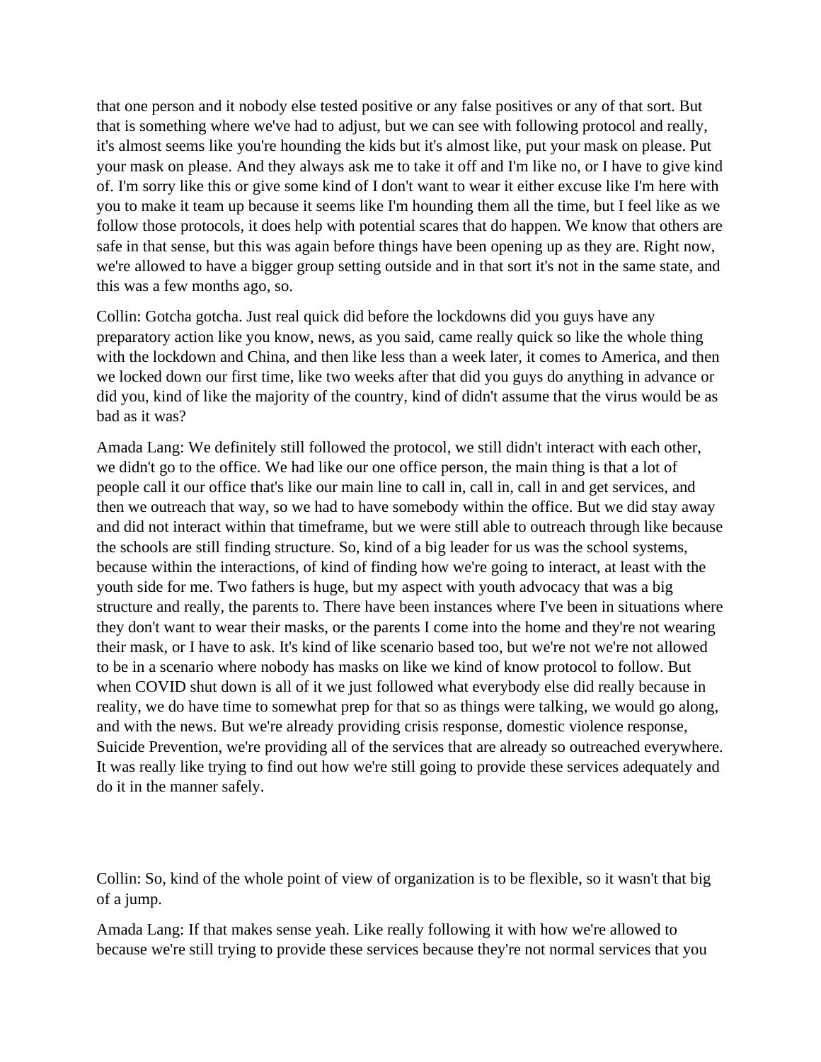that one person and it nobody else tested positive or any false positives or any of that sort. But that is something where we've had to adjust, but we can see with following protocol and really, it's almost seems like you're hounding the kids but it's almost like, put your mask on please. Put your mask on please. And they always ask me to take it off and I'm like no, or I have to give kind of. I'm sorry like this or give some kind of I don't want to wear it either excuse like I'm here with you to make it team up because it seems like I'm hounding them all the time, but I feel like as we follow those protocols, it does help with potential scares that do happen. We know that others are safe in that sense, but this was again before things have been opening up as they are. Right now, we're allowed to have a bigger group setting outside and in that sort it's not in the same state, and this was a few months ago, so.

Collin: Gotcha gotcha. Just real quick did before the lockdowns did you guys have any preparatory action like you know, news, as you said, came really quick so like the whole thing with the lockdown and China, and then like less than a week later, it comes to America, and then we locked down our first time, like two weeks after that did you guys do anything in advance or did you, kind of like the majority of the country, kind of didn't assume that the virus would be as bad as it was?

Amada Lang: We definitely still followed the protocol, we still didn't interact with each other, we didn't go to the office. We had like our one office person, the main thing is that a lot of people call it our office that's like our main line to call in, call in, call in and get services, and then we outreach that way, so we had to have somebody within the office. But we did stay away and did not interact within that timeframe, but we were still able to outreach through like because the schools are still finding structure. So, kind of a big leader for us was the school systems, because within the interactions, of kind of finding how we're going to interact, at least with the youth side for me. Two fathers is huge, but my aspect with youth advocacy that was a big structure and really, the parents to. There have been instances where I've been in situations where they don't want to wear their masks, or the parents I come into the home and they're not wearing their mask, or I have to ask. It's kind of like scenario based too, but we're not we're not allowed to be in a scenario where nobody has masks on like we kind of know protocol to follow. But when COVID shut down is all of it we just followed what everybody else did really because in reality, we do have time to somewhat prep for that so as things were talking, we would go along, and with the news. But we're already providing crisis response, domestic violence response, Suicide Prevention, we're providing all of the services that are already so outreached everywhere. It was really like trying to find out how we're still going to provide these services adequately and do it in the manner safely.

Collin: So, kind of the whole point of view of organization is to be flexible, so it wasn't that big of a jump.

Amada Lang: If that makes sense yeah. Like really following it with how we're allowed to because we're still trying to provide these services because they're not normal services that you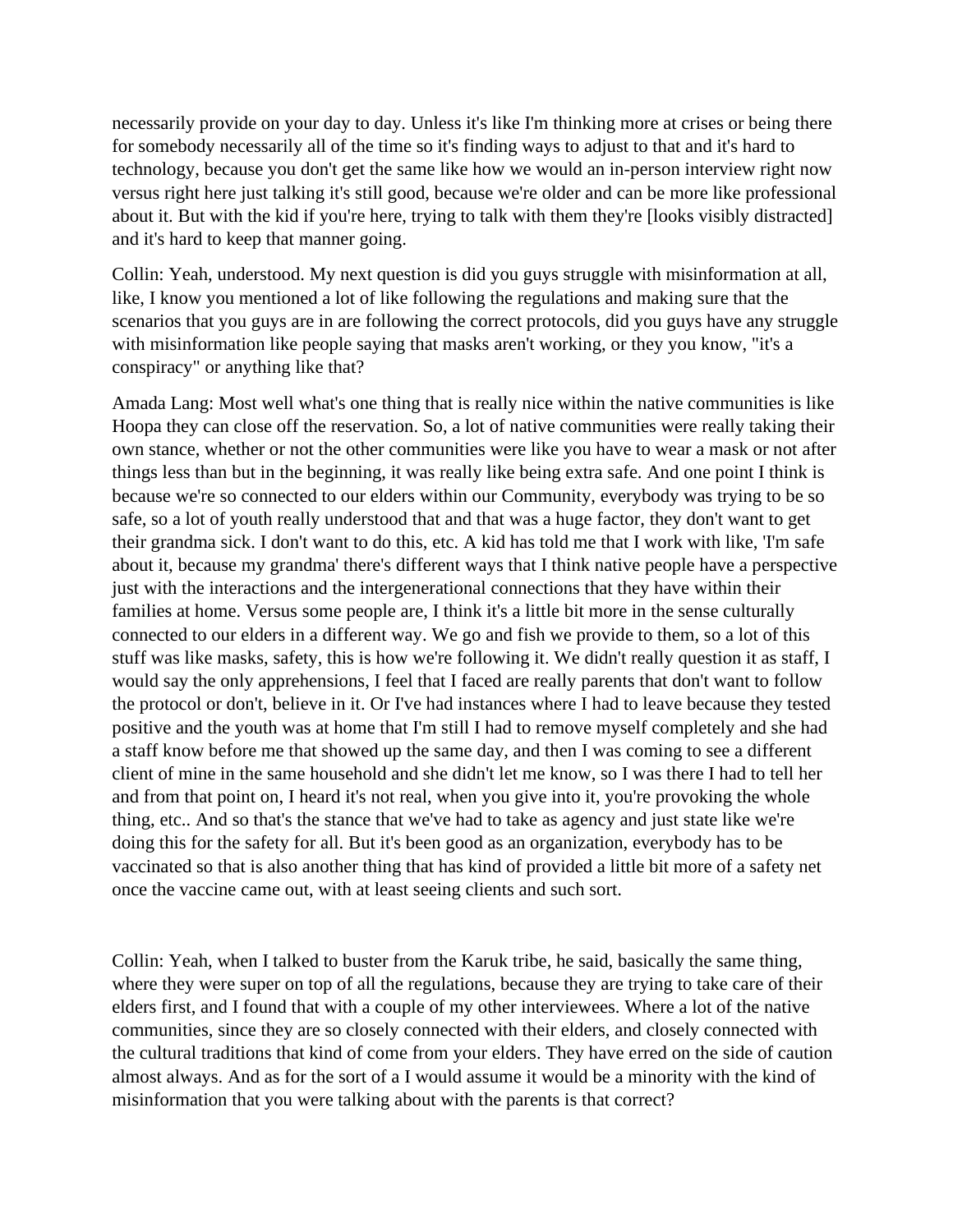necessarily provide on your day to day. Unless it's like I'm thinking more at crises or being there for somebody necessarily all of the time so it's finding ways to adjust to that and it's hard to technology, because you don't get the same like how we would an in-person interview right now versus right here just talking it's still good, because we're older and can be more like professional about it. But with the kid if you're here, trying to talk with them they're [looks visibly distracted] and it's hard to keep that manner going.

Collin: Yeah, understood. My next question is did you guys struggle with misinformation at all, like, I know you mentioned a lot of like following the regulations and making sure that the scenarios that you guys are in are following the correct protocols, did you guys have any struggle with misinformation like people saying that masks aren't working, or they you know, "it's a conspiracy" or anything like that?

Amada Lang: Most well what's one thing that is really nice within the native communities is like Hoopa they can close off the reservation. So, a lot of native communities were really taking their own stance, whether or not the other communities were like you have to wear a mask or not after things less than but in the beginning, it was really like being extra safe. And one point I think is because we're so connected to our elders within our Community, everybody was trying to be so safe, so a lot of youth really understood that and that was a huge factor, they don't want to get their grandma sick. I don't want to do this, etc. A kid has told me that I work with like, 'I'm safe about it, because my grandma' there's different ways that I think native people have a perspective just with the interactions and the intergenerational connections that they have within their families at home. Versus some people are, I think it's a little bit more in the sense culturally connected to our elders in a different way. We go and fish we provide to them, so a lot of this stuff was like masks, safety, this is how we're following it. We didn't really question it as staff, I would say the only apprehensions, I feel that I faced are really parents that don't want to follow the protocol or don't, believe in it. Or I've had instances where I had to leave because they tested positive and the youth was at home that I'm still I had to remove myself completely and she had a staff know before me that showed up the same day, and then I was coming to see a different client of mine in the same household and she didn't let me know, so I was there I had to tell her and from that point on, I heard it's not real, when you give into it, you're provoking the whole thing, etc.. And so that's the stance that we've had to take as agency and just state like we're doing this for the safety for all. But it's been good as an organization, everybody has to be vaccinated so that is also another thing that has kind of provided a little bit more of a safety net once the vaccine came out, with at least seeing clients and such sort.

Collin: Yeah, when I talked to buster from the Karuk tribe, he said, basically the same thing, where they were super on top of all the regulations, because they are trying to take care of their elders first, and I found that with a couple of my other interviewees. Where a lot of the native communities, since they are so closely connected with their elders, and closely connected with the cultural traditions that kind of come from your elders. They have erred on the side of caution almost always. And as for the sort of a I would assume it would be a minority with the kind of misinformation that you were talking about with the parents is that correct?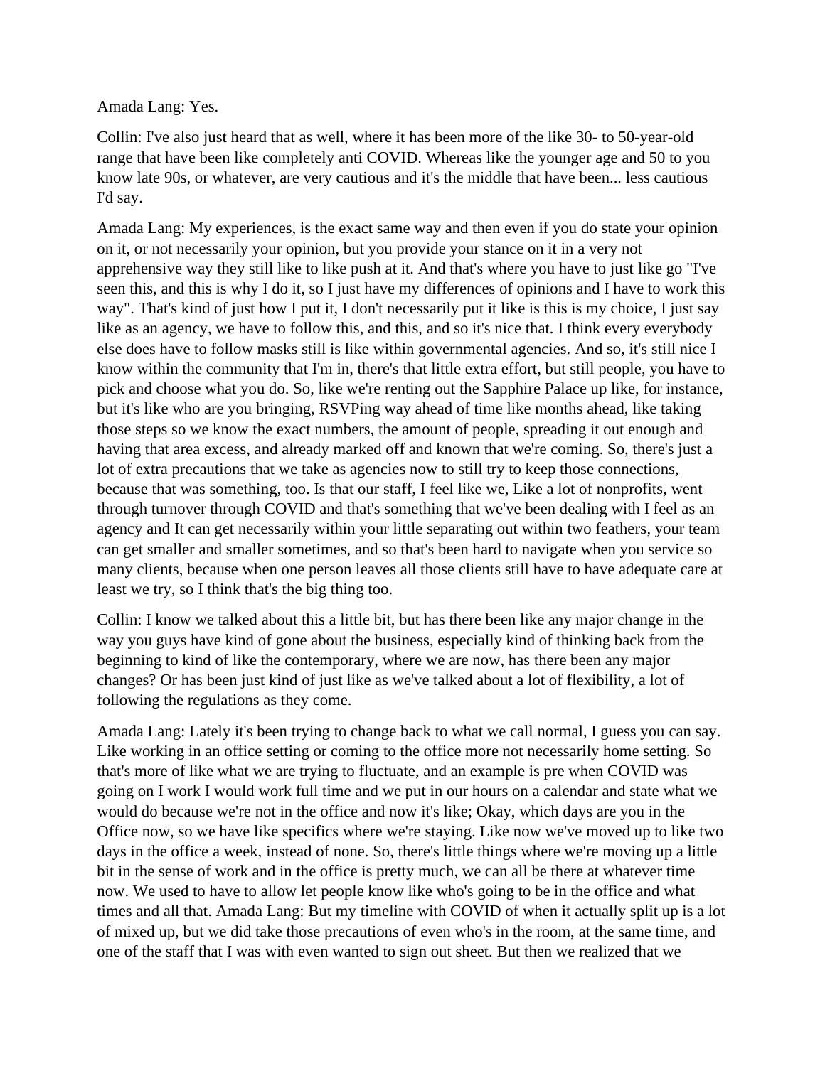Amada Lang: Yes.

Collin: I've also just heard that as well, where it has been more of the like 30- to 50-year-old range that have been like completely anti COVID. Whereas like the younger age and 50 to you know late 90s, or whatever, are very cautious and it's the middle that have been... less cautious I'd say.

Amada Lang: My experiences, is the exact same way and then even if you do state your opinion on it, or not necessarily your opinion, but you provide your stance on it in a very not apprehensive way they still like to like push at it. And that's where you have to just like go "I've seen this, and this is why I do it, so I just have my differences of opinions and I have to work this way". That's kind of just how I put it, I don't necessarily put it like is this is my choice, I just say like as an agency, we have to follow this, and this, and so it's nice that. I think every everybody else does have to follow masks still is like within governmental agencies. And so, it's still nice I know within the community that I'm in, there's that little extra effort, but still people, you have to pick and choose what you do. So, like we're renting out the Sapphire Palace up like, for instance, but it's like who are you bringing, RSVPing way ahead of time like months ahead, like taking those steps so we know the exact numbers, the amount of people, spreading it out enough and having that area excess, and already marked off and known that we're coming. So, there's just a lot of extra precautions that we take as agencies now to still try to keep those connections, because that was something, too. Is that our staff, I feel like we, Like a lot of nonprofits, went through turnover through COVID and that's something that we've been dealing with I feel as an agency and It can get necessarily within your little separating out within two feathers, your team can get smaller and smaller sometimes, and so that's been hard to navigate when you service so many clients, because when one person leaves all those clients still have to have adequate care at least we try, so I think that's the big thing too.

Collin: I know we talked about this a little bit, but has there been like any major change in the way you guys have kind of gone about the business, especially kind of thinking back from the beginning to kind of like the contemporary, where we are now, has there been any major changes? Or has been just kind of just like as we've talked about a lot of flexibility, a lot of following the regulations as they come.

Amada Lang: Lately it's been trying to change back to what we call normal, I guess you can say. Like working in an office setting or coming to the office more not necessarily home setting. So that's more of like what we are trying to fluctuate, and an example is pre when COVID was going on I work I would work full time and we put in our hours on a calendar and state what we would do because we're not in the office and now it's like; Okay, which days are you in the Office now, so we have like specifics where we're staying. Like now we've moved up to like two days in the office a week, instead of none. So, there's little things where we're moving up a little bit in the sense of work and in the office is pretty much, we can all be there at whatever time now. We used to have to allow let people know like who's going to be in the office and what times and all that. Amada Lang: But my timeline with COVID of when it actually split up is a lot of mixed up, but we did take those precautions of even who's in the room, at the same time, and one of the staff that I was with even wanted to sign out sheet. But then we realized that we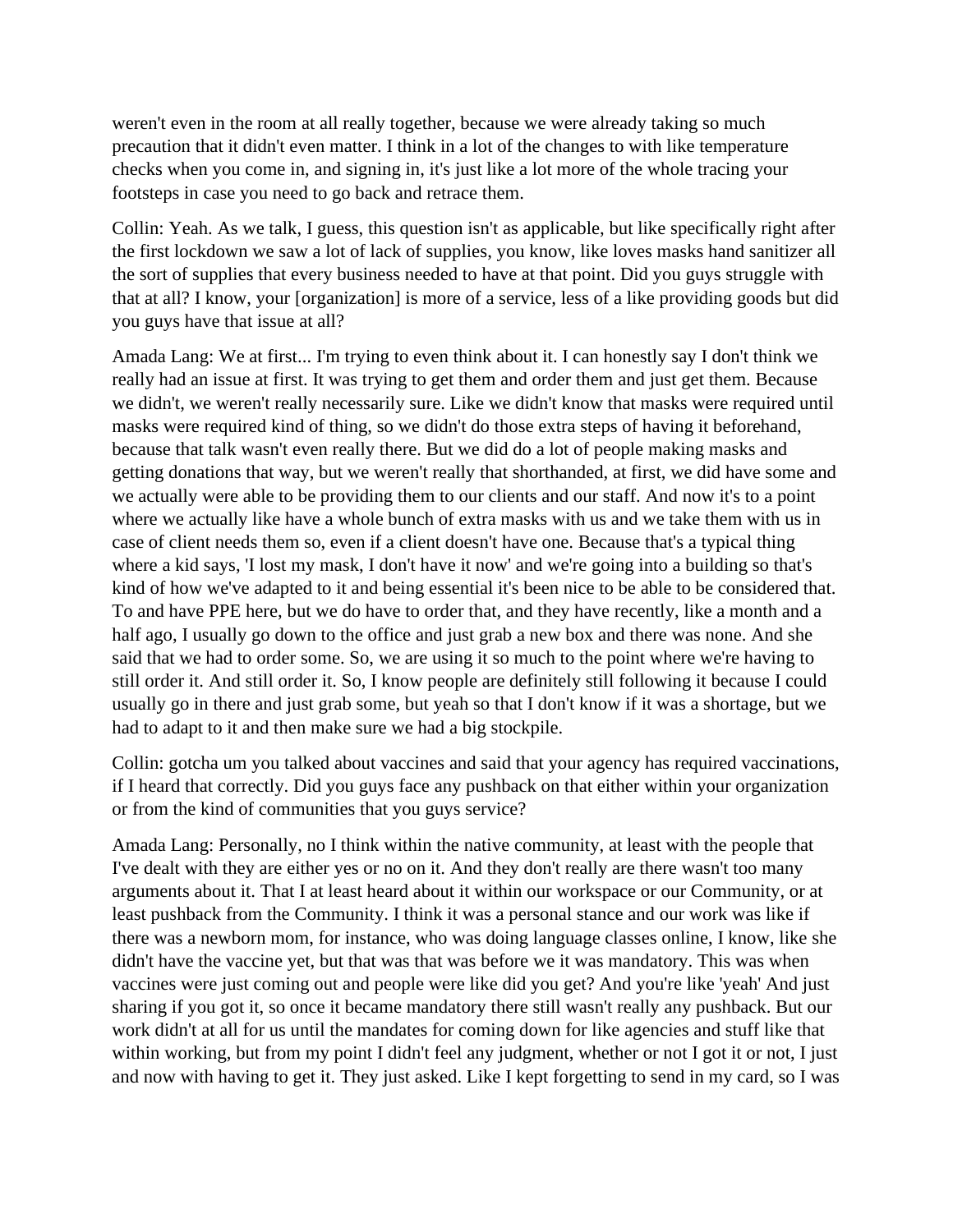weren't even in the room at all really together, because we were already taking so much precaution that it didn't even matter. I think in a lot of the changes to with like temperature checks when you come in, and signing in, it's just like a lot more of the whole tracing your footsteps in case you need to go back and retrace them.

Collin: Yeah. As we talk, I guess, this question isn't as applicable, but like specifically right after the first lockdown we saw a lot of lack of supplies, you know, like loves masks hand sanitizer all the sort of supplies that every business needed to have at that point. Did you guys struggle with that at all? I know, your [organization] is more of a service, less of a like providing goods but did you guys have that issue at all?

Amada Lang: We at first... I'm trying to even think about it. I can honestly say I don't think we really had an issue at first. It was trying to get them and order them and just get them. Because we didn't, we weren't really necessarily sure. Like we didn't know that masks were required until masks were required kind of thing, so we didn't do those extra steps of having it beforehand, because that talk wasn't even really there. But we did do a lot of people making masks and getting donations that way, but we weren't really that shorthanded, at first, we did have some and we actually were able to be providing them to our clients and our staff. And now it's to a point where we actually like have a whole bunch of extra masks with us and we take them with us in case of client needs them so, even if a client doesn't have one. Because that's a typical thing where a kid says, 'I lost my mask, I don't have it now' and we're going into a building so that's kind of how we've adapted to it and being essential it's been nice to be able to be considered that. To and have PPE here, but we do have to order that, and they have recently, like a month and a half ago, I usually go down to the office and just grab a new box and there was none. And she said that we had to order some. So, we are using it so much to the point where we're having to still order it. And still order it. So, I know people are definitely still following it because I could usually go in there and just grab some, but yeah so that I don't know if it was a shortage, but we had to adapt to it and then make sure we had a big stockpile.

Collin: gotcha um you talked about vaccines and said that your agency has required vaccinations, if I heard that correctly. Did you guys face any pushback on that either within your organization or from the kind of communities that you guys service?

Amada Lang: Personally, no I think within the native community, at least with the people that I've dealt with they are either yes or no on it. And they don't really are there wasn't too many arguments about it. That I at least heard about it within our workspace or our Community, or at least pushback from the Community. I think it was a personal stance and our work was like if there was a newborn mom, for instance, who was doing language classes online, I know, like she didn't have the vaccine yet, but that was that was before we it was mandatory. This was when vaccines were just coming out and people were like did you get? And you're like 'yeah' And just sharing if you got it, so once it became mandatory there still wasn't really any pushback. But our work didn't at all for us until the mandates for coming down for like agencies and stuff like that within working, but from my point I didn't feel any judgment, whether or not I got it or not, I just and now with having to get it. They just asked. Like I kept forgetting to send in my card, so I was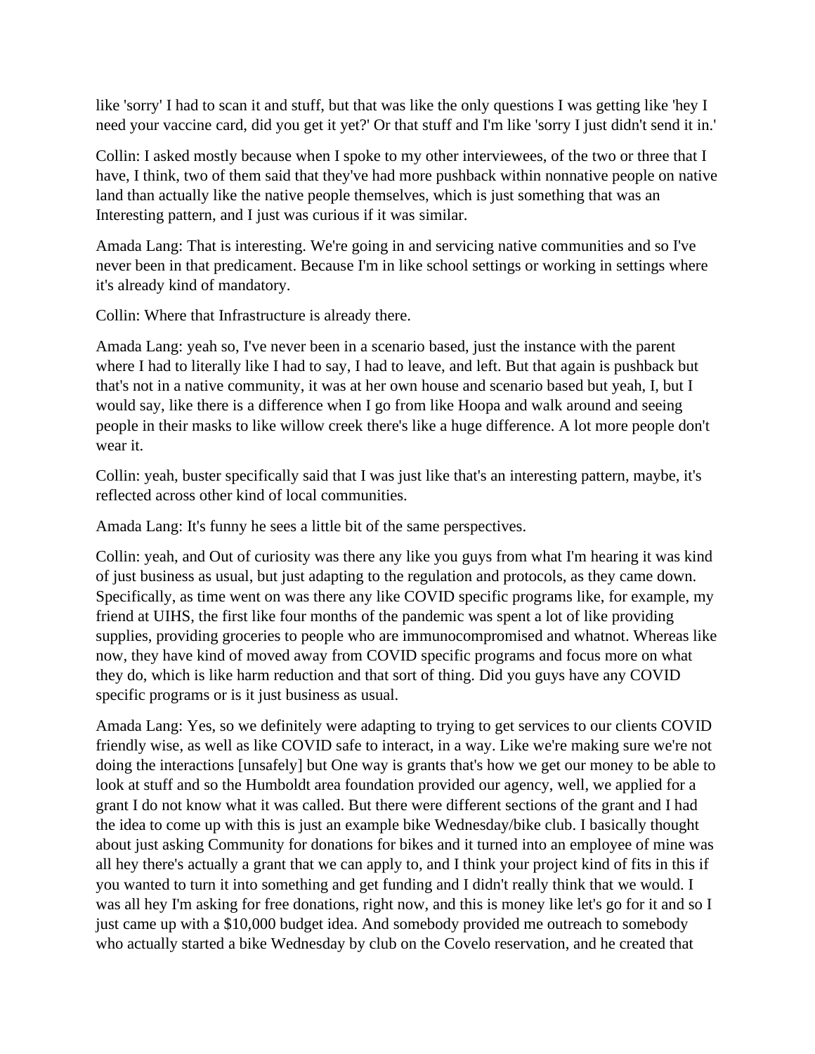like 'sorry' I had to scan it and stuff, but that was like the only questions I was getting like 'hey I need your vaccine card, did you get it yet?' Or that stuff and I'm like 'sorry I just didn't send it in.'

Collin: I asked mostly because when I spoke to my other interviewees, of the two or three that I have, I think, two of them said that they've had more pushback within nonnative people on native land than actually like the native people themselves, which is just something that was an Interesting pattern, and I just was curious if it was similar.

Amada Lang: That is interesting. We're going in and servicing native communities and so I've never been in that predicament. Because I'm in like school settings or working in settings where it's already kind of mandatory.

Collin: Where that Infrastructure is already there.

Amada Lang: yeah so, I've never been in a scenario based, just the instance with the parent where I had to literally like I had to say, I had to leave, and left. But that again is pushback but that's not in a native community, it was at her own house and scenario based but yeah, I, but I would say, like there is a difference when I go from like Hoopa and walk around and seeing people in their masks to like willow creek there's like a huge difference. A lot more people don't wear it.

Collin: yeah, buster specifically said that I was just like that's an interesting pattern, maybe, it's reflected across other kind of local communities.

Amada Lang: It's funny he sees a little bit of the same perspectives.

Collin: yeah, and Out of curiosity was there any like you guys from what I'm hearing it was kind of just business as usual, but just adapting to the regulation and protocols, as they came down. Specifically, as time went on was there any like COVID specific programs like, for example, my friend at UIHS, the first like four months of the pandemic was spent a lot of like providing supplies, providing groceries to people who are immunocompromised and whatnot. Whereas like now, they have kind of moved away from COVID specific programs and focus more on what they do, which is like harm reduction and that sort of thing. Did you guys have any COVID specific programs or is it just business as usual.

Amada Lang: Yes, so we definitely were adapting to trying to get services to our clients COVID friendly wise, as well as like COVID safe to interact, in a way. Like we're making sure we're not doing the interactions [unsafely] but One way is grants that's how we get our money to be able to look at stuff and so the Humboldt area foundation provided our agency, well, we applied for a grant I do not know what it was called. But there were different sections of the grant and I had the idea to come up with this is just an example bike Wednesday/bike club. I basically thought about just asking Community for donations for bikes and it turned into an employee of mine was all hey there's actually a grant that we can apply to, and I think your project kind of fits in this if you wanted to turn it into something and get funding and I didn't really think that we would. I was all hey I'm asking for free donations, right now, and this is money like let's go for it and so I just came up with a $10,000 budget idea. And somebody provided me outreach to somebody who actually started a bike Wednesday by club on the Covelo reservation, and he created that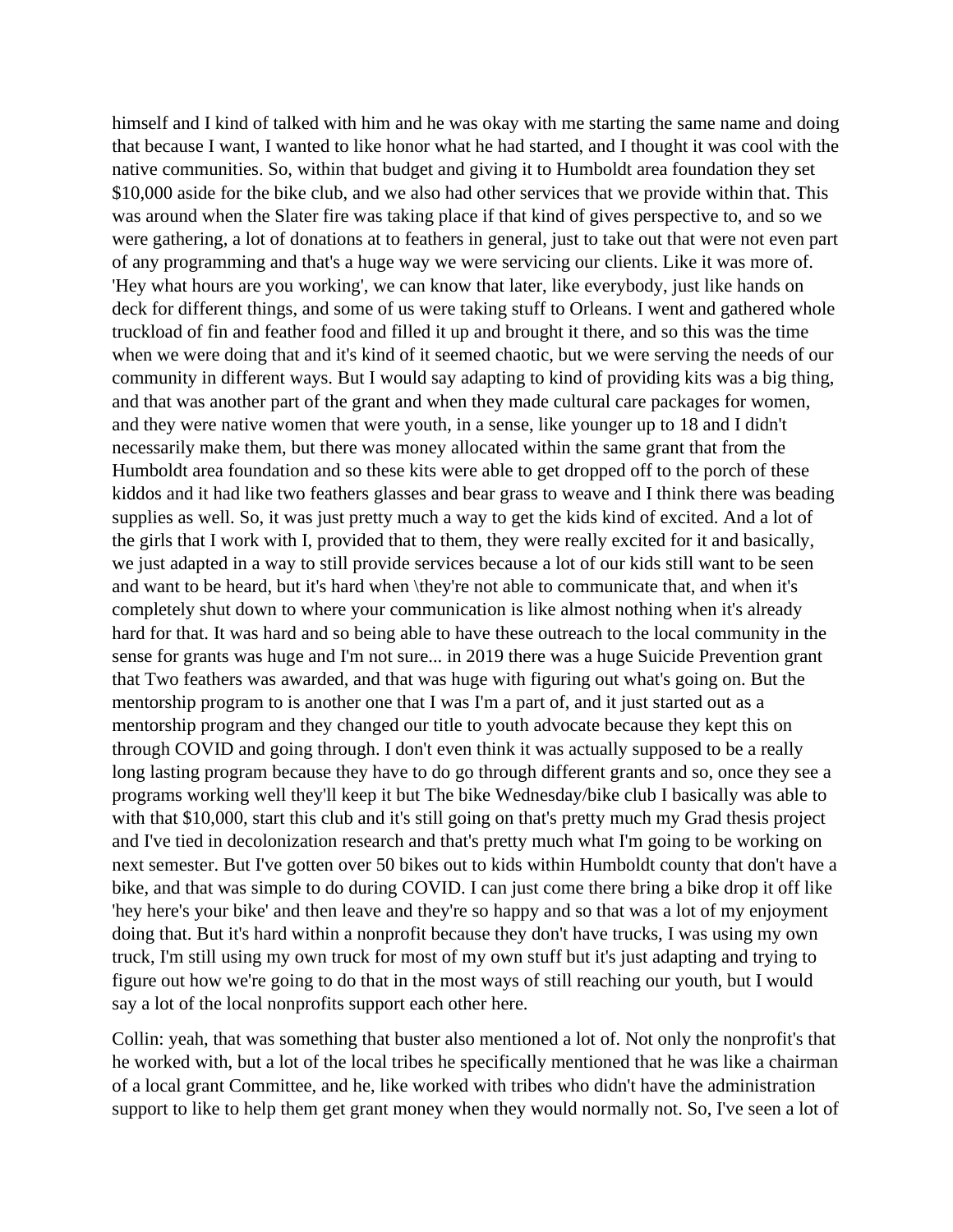himself and I kind of talked with him and he was okay with me starting the same name and doing that because I want, I wanted to like honor what he had started, and I thought it was cool with the native communities. So, within that budget and giving it to Humboldt area foundation they set $10,000 aside for the bike club, and we also had other services that we provide within that. This was around when the Slater fire was taking place if that kind of gives perspective to, and so we were gathering, a lot of donations at to feathers in general, just to take out that were not even part of any programming and that's a huge way we were servicing our clients. Like it was more of. 'Hey what hours are you working', we can know that later, like everybody, just like hands on deck for different things, and some of us were taking stuff to Orleans. I went and gathered whole truckload of fin and feather food and filled it up and brought it there, and so this was the time when we were doing that and it's kind of it seemed chaotic, but we were serving the needs of our community in different ways. But I would say adapting to kind of providing kits was a big thing, and that was another part of the grant and when they made cultural care packages for women, and they were native women that were youth, in a sense, like younger up to 18 and I didn't necessarily make them, but there was money allocated within the same grant that from the Humboldt area foundation and so these kits were able to get dropped off to the porch of these kiddos and it had like two feathers glasses and bear grass to weave and I think there was beading supplies as well. So, it was just pretty much a way to get the kids kind of excited. And a lot of the girls that I work with I, provided that to them, they were really excited for it and basically, we just adapted in a way to still provide services because a lot of our kids still want to be seen and want to be heard, but it's hard when \they're not able to communicate that, and when it's completely shut down to where your communication is like almost nothing when it's already hard for that. It was hard and so being able to have these outreach to the local community in the sense for grants was huge and I'm not sure... in 2019 there was a huge Suicide Prevention grant that Two feathers was awarded, and that was huge with figuring out what's going on. But the mentorship program to is another one that I was I'm a part of, and it just started out as a mentorship program and they changed our title to youth advocate because they kept this on through COVID and going through. I don't even think it was actually supposed to be a really long lasting program because they have to do go through different grants and so, once they see a programs working well they'll keep it but The bike Wednesday/bike club I basically was able to with that $10,000, start this club and it's still going on that's pretty much my Grad thesis project and I've tied in decolonization research and that's pretty much what I'm going to be working on next semester. But I've gotten over 50 bikes out to kids within Humboldt county that don't have a bike, and that was simple to do during COVID. I can just come there bring a bike drop it off like 'hey here's your bike' and then leave and they're so happy and so that was a lot of my enjoyment doing that. But it's hard within a nonprofit because they don't have trucks, I was using my own truck, I'm still using my own truck for most of my own stuff but it's just adapting and trying to figure out how we're going to do that in the most ways of still reaching our youth, but I would say a lot of the local nonprofits support each other here.

Collin: yeah, that was something that buster also mentioned a lot of. Not only the nonprofit's that he worked with, but a lot of the local tribes he specifically mentioned that he was like a chairman of a local grant Committee, and he, like worked with tribes who didn't have the administration support to like to help them get grant money when they would normally not. So, I've seen a lot of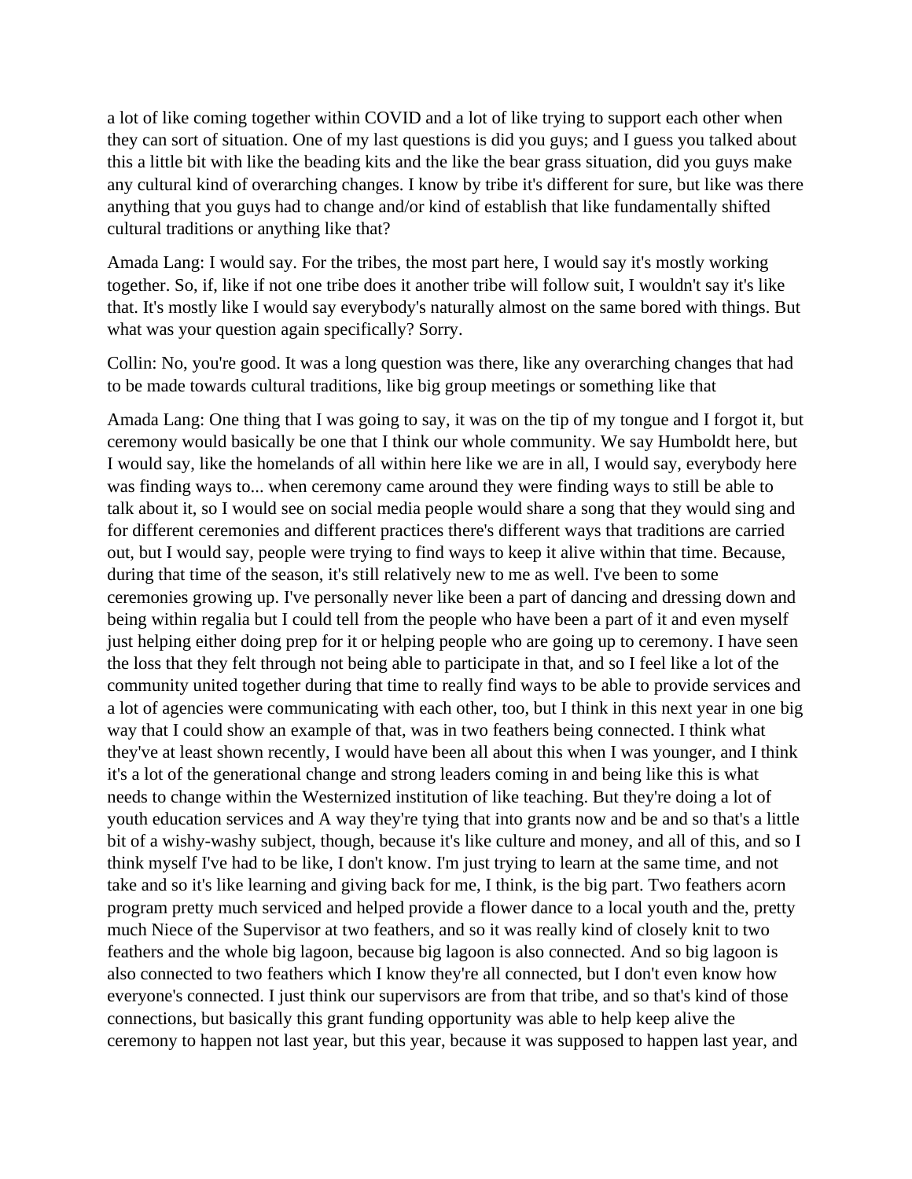a lot of like coming together within COVID and a lot of like trying to support each other when they can sort of situation. One of my last questions is did you guys; and I guess you talked about this a little bit with like the beading kits and the like the bear grass situation, did you guys make any cultural kind of overarching changes. I know by tribe it's different for sure, but like was there anything that you guys had to change and/or kind of establish that like fundamentally shifted cultural traditions or anything like that?

Amada Lang: I would say. For the tribes, the most part here, I would say it's mostly working together. So, if, like if not one tribe does it another tribe will follow suit, I wouldn't say it's like that. It's mostly like I would say everybody's naturally almost on the same bored with things. But what was your question again specifically? Sorry.

Collin: No, you're good. It was a long question was there, like any overarching changes that had to be made towards cultural traditions, like big group meetings or something like that

Amada Lang: One thing that I was going to say, it was on the tip of my tongue and I forgot it, but ceremony would basically be one that I think our whole community. We say Humboldt here, but I would say, like the homelands of all within here like we are in all, I would say, everybody here was finding ways to... when ceremony came around they were finding ways to still be able to talk about it, so I would see on social media people would share a song that they would sing and for different ceremonies and different practices there's different ways that traditions are carried out, but I would say, people were trying to find ways to keep it alive within that time. Because, during that time of the season, it's still relatively new to me as well. I've been to some ceremonies growing up. I've personally never like been a part of dancing and dressing down and being within regalia but I could tell from the people who have been a part of it and even myself just helping either doing prep for it or helping people who are going up to ceremony. I have seen the loss that they felt through not being able to participate in that, and so I feel like a lot of the community united together during that time to really find ways to be able to provide services and a lot of agencies were communicating with each other, too, but I think in this next year in one big way that I could show an example of that, was in two feathers being connected. I think what they've at least shown recently, I would have been all about this when I was younger, and I think it's a lot of the generational change and strong leaders coming in and being like this is what needs to change within the Westernized institution of like teaching. But they're doing a lot of youth education services and A way they're tying that into grants now and be and so that's a little bit of a wishy-washy subject, though, because it's like culture and money, and all of this, and so I think myself I've had to be like, I don't know. I'm just trying to learn at the same time, and not take and so it's like learning and giving back for me, I think, is the big part. Two feathers acorn program pretty much serviced and helped provide a flower dance to a local youth and the, pretty much Niece of the Supervisor at two feathers, and so it was really kind of closely knit to two feathers and the whole big lagoon, because big lagoon is also connected. And so big lagoon is also connected to two feathers which I know they're all connected, but I don't even know how everyone's connected. I just think our supervisors are from that tribe, and so that's kind of those connections, but basically this grant funding opportunity was able to help keep alive the ceremony to happen not last year, but this year, because it was supposed to happen last year, and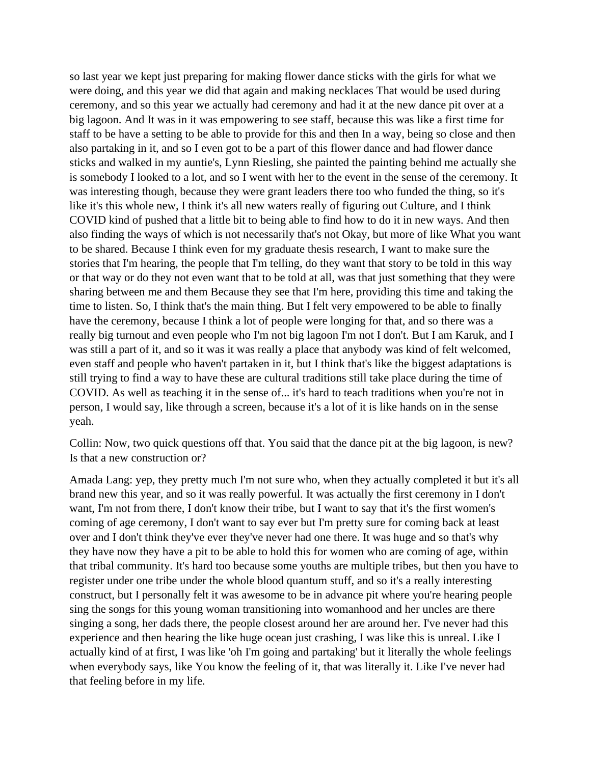so last year we kept just preparing for making flower dance sticks with the girls for what we were doing, and this year we did that again and making necklaces That would be used during ceremony, and so this year we actually had ceremony and had it at the new dance pit over at a big lagoon. And It was in it was empowering to see staff, because this was like a first time for staff to be have a setting to be able to provide for this and then In a way, being so close and then also partaking in it, and so I even got to be a part of this flower dance and had flower dance sticks and walked in my auntie's, Lynn Riesling, she painted the painting behind me actually she is somebody I looked to a lot, and so I went with her to the event in the sense of the ceremony. It was interesting though, because they were grant leaders there too who funded the thing, so it's like it's this whole new, I think it's all new waters really of figuring out Culture, and I think COVID kind of pushed that a little bit to being able to find how to do it in new ways. And then also finding the ways of which is not necessarily that's not Okay, but more of like What you want to be shared. Because I think even for my graduate thesis research, I want to make sure the stories that I'm hearing, the people that I'm telling, do they want that story to be told in this way or that way or do they not even want that to be told at all, was that just something that they were sharing between me and them Because they see that I'm here, providing this time and taking the time to listen. So, I think that's the main thing. But I felt very empowered to be able to finally have the ceremony, because I think a lot of people were longing for that, and so there was a really big turnout and even people who I'm not big lagoon I'm not I don't. But I am Karuk, and I was still a part of it, and so it was it was really a place that anybody was kind of felt welcomed, even staff and people who haven't partaken in it, but I think that's like the biggest adaptations is still trying to find a way to have these are cultural traditions still take place during the time of COVID. As well as teaching it in the sense of... it's hard to teach traditions when you're not in person, I would say, like through a screen, because it's a lot of it is like hands on in the sense yeah.

Collin: Now, two quick questions off that. You said that the dance pit at the big lagoon, is new? Is that a new construction or?

Amada Lang: yep, they pretty much I'm not sure who, when they actually completed it but it's all brand new this year, and so it was really powerful. It was actually the first ceremony in I don't want, I'm not from there, I don't know their tribe, but I want to say that it's the first women's coming of age ceremony, I don't want to say ever but I'm pretty sure for coming back at least over and I don't think they've ever they've never had one there. It was huge and so that's why they have now they have a pit to be able to hold this for women who are coming of age, within that tribal community. It's hard too because some youths are multiple tribes, but then you have to register under one tribe under the whole blood quantum stuff, and so it's a really interesting construct, but I personally felt it was awesome to be in advance pit where you're hearing people sing the songs for this young woman transitioning into womanhood and her uncles are there singing a song, her dads there, the people closest around her are around her. I've never had this experience and then hearing the like huge ocean just crashing, I was like this is unreal. Like I actually kind of at first, I was like 'oh I'm going and partaking' but it literally the whole feelings when everybody says, like You know the feeling of it, that was literally it. Like I've never had that feeling before in my life.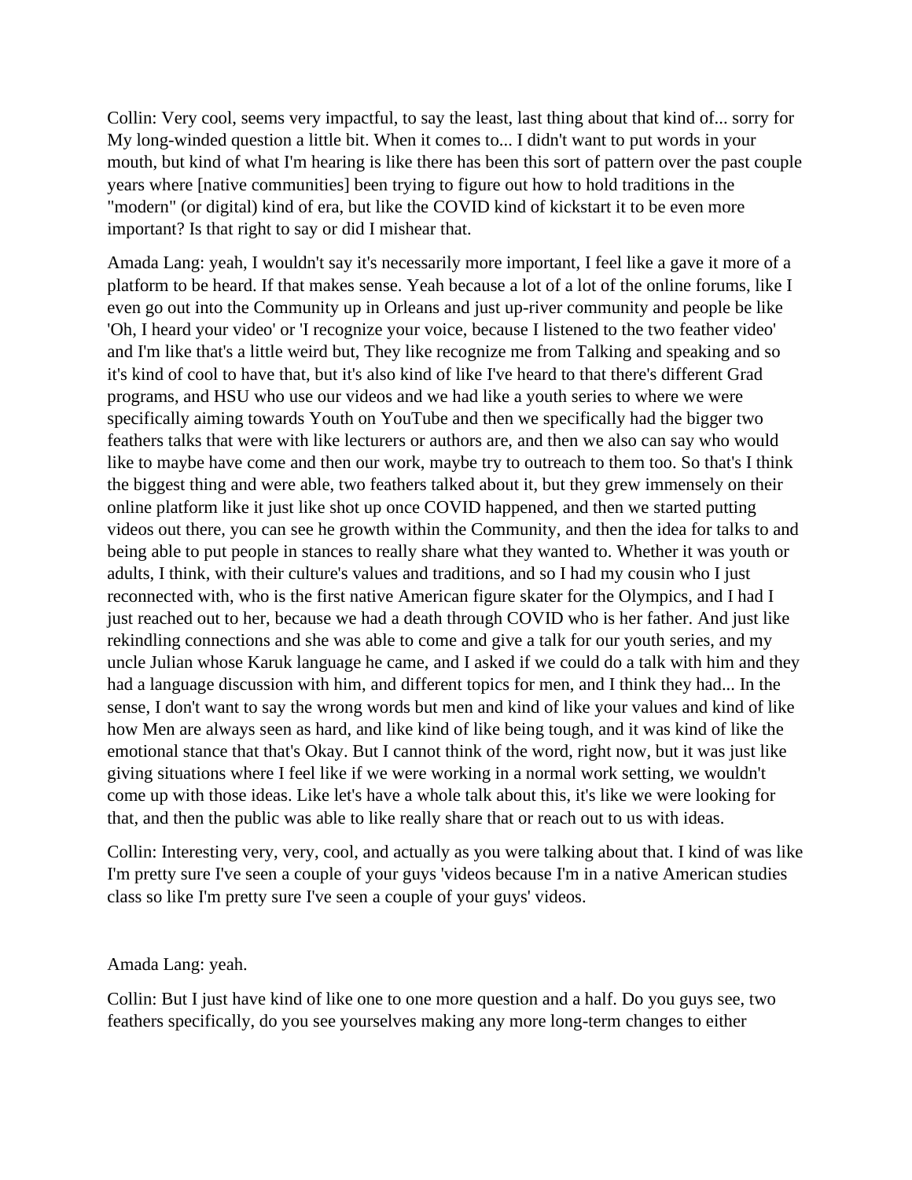Collin: Very cool, seems very impactful, to say the least, last thing about that kind of... sorry for My long-winded question a little bit. When it comes to... I didn't want to put words in your mouth, but kind of what I'm hearing is like there has been this sort of pattern over the past couple years where [native communities] been trying to figure out how to hold traditions in the "modern" (or digital) kind of era, but like the COVID kind of kickstart it to be even more important? Is that right to say or did I mishear that.

Amada Lang: yeah, I wouldn't say it's necessarily more important, I feel like a gave it more of a platform to be heard. If that makes sense. Yeah because a lot of a lot of the online forums, like I even go out into the Community up in Orleans and just up-river community and people be like 'Oh, I heard your video' or 'I recognize your voice, because I listened to the two feather video' and I'm like that's a little weird but, They like recognize me from Talking and speaking and so it's kind of cool to have that, but it's also kind of like I've heard to that there's different Grad programs, and HSU who use our videos and we had like a youth series to where we were specifically aiming towards Youth on YouTube and then we specifically had the bigger two feathers talks that were with like lecturers or authors are, and then we also can say who would like to maybe have come and then our work, maybe try to outreach to them too. So that's I think the biggest thing and were able, two feathers talked about it, but they grew immensely on their online platform like it just like shot up once COVID happened, and then we started putting videos out there, you can see he growth within the Community, and then the idea for talks to and being able to put people in stances to really share what they wanted to. Whether it was youth or adults, I think, with their culture's values and traditions, and so I had my cousin who I just reconnected with, who is the first native American figure skater for the Olympics, and I had I just reached out to her, because we had a death through COVID who is her father. And just like rekindling connections and she was able to come and give a talk for our youth series, and my uncle Julian whose Karuk language he came, and I asked if we could do a talk with him and they had a language discussion with him, and different topics for men, and I think they had... In the sense, I don't want to say the wrong words but men and kind of like your values and kind of like how Men are always seen as hard, and like kind of like being tough, and it was kind of like the emotional stance that that's Okay. But I cannot think of the word, right now, but it was just like giving situations where I feel like if we were working in a normal work setting, we wouldn't come up with those ideas. Like let's have a whole talk about this, it's like we were looking for that, and then the public was able to like really share that or reach out to us with ideas.

Collin: Interesting very, very, cool, and actually as you were talking about that. I kind of was like I'm pretty sure I've seen a couple of your guys 'videos because I'm in a native American studies class so like I'm pretty sure I've seen a couple of your guys' videos.

Amada Lang: yeah.

Collin: But I just have kind of like one to one more question and a half. Do you guys see, two feathers specifically, do you see yourselves making any more long-term changes to either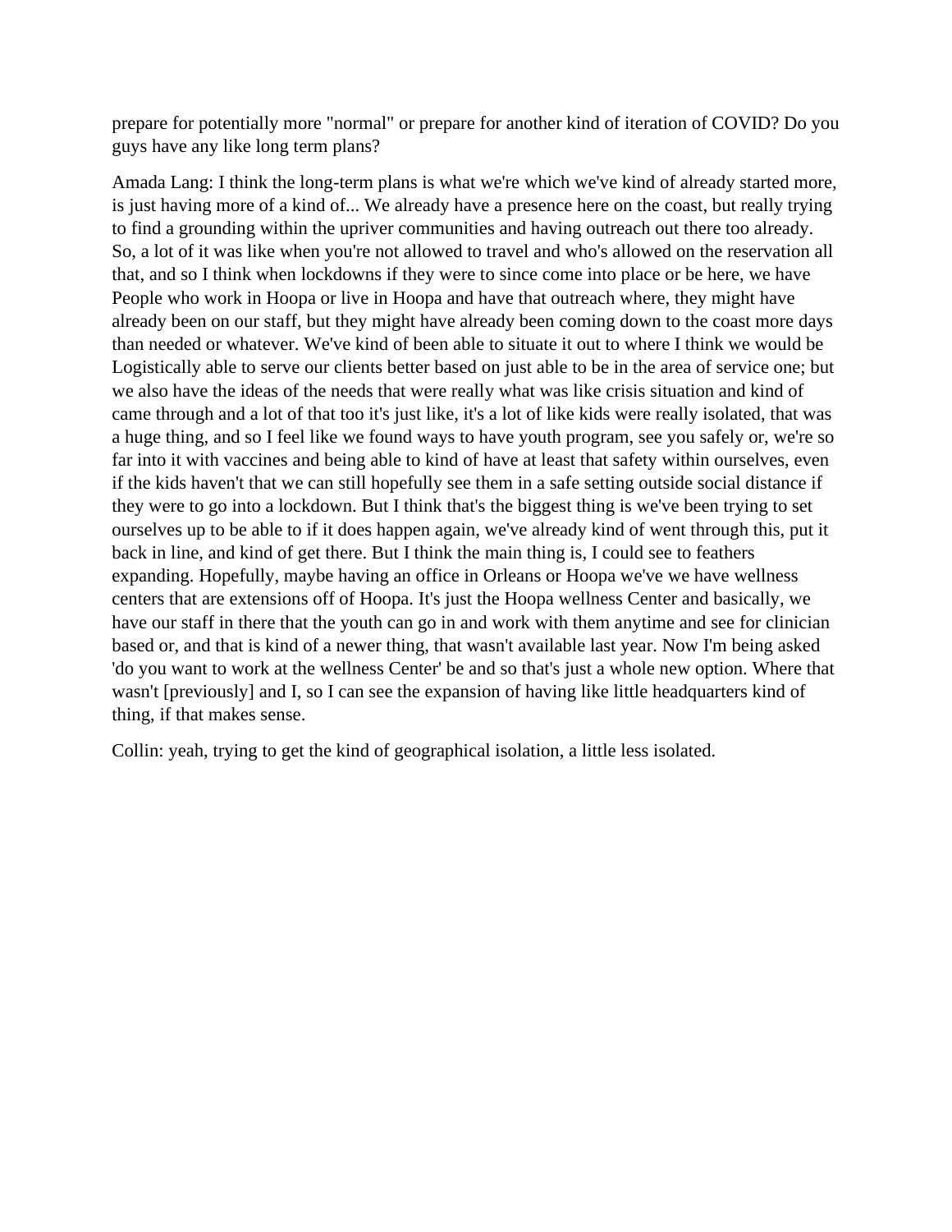prepare for potentially more "normal" or prepare for another kind of iteration of COVID? Do you guys have any like long term plans?

Amada Lang: I think the long-term plans is what we're which we've kind of already started more, is just having more of a kind of... We already have a presence here on the coast, but really trying to find a grounding within the upriver communities and having outreach out there too already. So, a lot of it was like when you're not allowed to travel and who's allowed on the reservation all that, and so I think when lockdowns if they were to since come into place or be here, we have People who work in Hoopa or live in Hoopa and have that outreach where, they might have already been on our staff, but they might have already been coming down to the coast more days than needed or whatever. We've kind of been able to situate it out to where I think we would be Logistically able to serve our clients better based on just able to be in the area of service one; but we also have the ideas of the needs that were really what was like crisis situation and kind of came through and a lot of that too it's just like, it's a lot of like kids were really isolated, that was a huge thing, and so I feel like we found ways to have youth program, see you safely or, we're so far into it with vaccines and being able to kind of have at least that safety within ourselves, even if the kids haven't that we can still hopefully see them in a safe setting outside social distance if they were to go into a lockdown. But I think that's the biggest thing is we've been trying to set ourselves up to be able to if it does happen again, we've already kind of went through this, put it back in line, and kind of get there. But I think the main thing is, I could see to feathers expanding. Hopefully, maybe having an office in Orleans or Hoopa we've we have wellness centers that are extensions off of Hoopa. It's just the Hoopa wellness Center and basically, we have our staff in there that the youth can go in and work with them anytime and see for clinician based or, and that is kind of a newer thing, that wasn't available last year. Now I'm being asked 'do you want to work at the wellness Center' be and so that's just a whole new option. Where that wasn't [previously] and I, so I can see the expansion of having like little headquarters kind of thing, if that makes sense.

Collin: yeah, trying to get the kind of geographical isolation, a little less isolated.